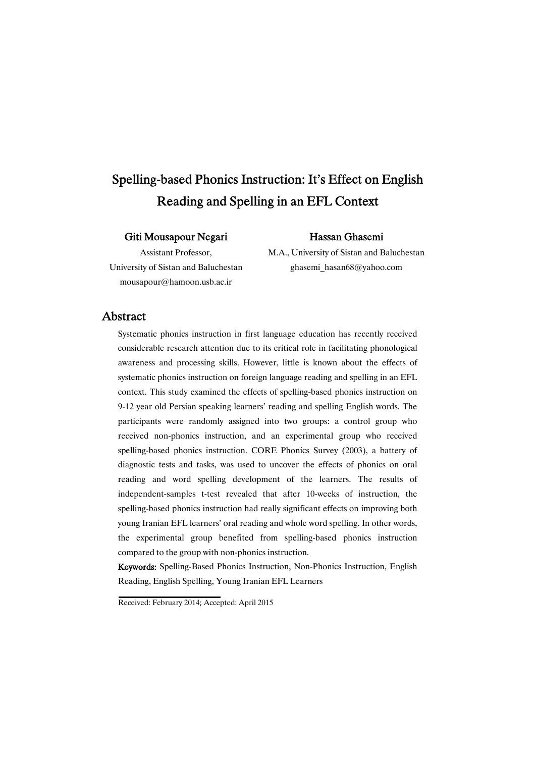# Spelling-based Phonics Instruction: It's Effect on English Reading and Spelling in an EFL Context

**Giti Mousapour Negari**
Assistant Professor,
University of Sistan and Baluchestan
mousapour@hamoon.usb.ac.ir

**Hassan Ghasemi**
M.A., University of Sistan and Baluchestan
ghasemi_hasan68@yahoo.com

## Abstract

Systematic phonics instruction in first language education has recently received considerable research attention due to its critical role in facilitating phonological awareness and processing skills. However, little is known about the effects of systematic phonics instruction on foreign language reading and spelling in an EFL context. This study examined the effects of spelling-based phonics instruction on 9-12 year old Persian speaking learners' reading and spelling English words. The participants were randomly assigned into two groups: a control group who received non-phonics instruction, and an experimental group who received spelling-based phonics instruction. CORE Phonics Survey (2003), a battery of diagnostic tests and tasks, was used to uncover the effects of phonics on oral reading and word spelling development of the learners. The results of independent-samples t-test revealed that after 10-weeks of instruction, the spelling-based phonics instruction had really significant effects on improving both young Iranian EFL learners' oral reading and whole word spelling. In other words, the experimental group benefited from spelling-based phonics instruction compared to the group with non-phonics instruction.

**Keywords:** Spelling-Based Phonics Instruction, Non-Phonics Instruction, English Reading, English Spelling, Young Iranian EFL Learners

Received: February 2014; Accepted: April 2015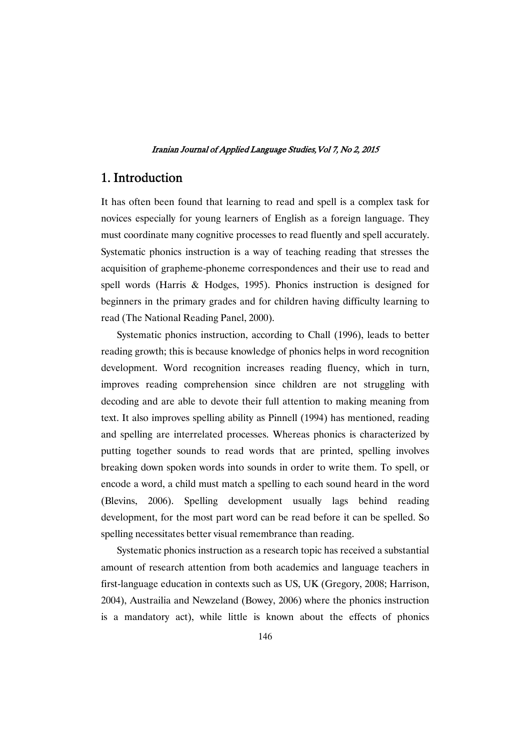## 1. Introduction

It has often been found that learning to read and spell is a complex task for novices especially for young learners of English as a foreign language. They must coordinate many cognitive processes to read fluently and spell accurately. Systematic phonics instruction is a way of teaching reading that stresses the acquisition of grapheme-phoneme correspondences and their use to read and spell words (Harris & Hodges, 1995). Phonics instruction is designed for beginners in the primary grades and for children having difficulty learning to read (The National Reading Panel, 2000).

Systematic phonics instruction, according to Chall (1996), leads to better reading growth; this is because knowledge of phonics helps in word recognition development. Word recognition increases reading fluency, which in turn, improves reading comprehension since children are not struggling with decoding and are able to devote their full attention to making meaning from text. It also improves spelling ability as Pinnell (1994) has mentioned, reading and spelling are interrelated processes. Whereas phonics is characterized by putting together sounds to read words that are printed, spelling involves breaking down spoken words into sounds in order to write them. To spell, or encode a word, a child must match a spelling to each sound heard in the word (Blevins, 2006). Spelling development usually lags behind reading development, for the most part word can be read before it can be spelled. So spelling necessitates better visual remembrance than reading.

Systematic phonics instruction as a research topic has received a substantial amount of research attention from both academics and language teachers in first-language education in contexts such as US, UK (Gregory, 2008; Harrison, 2004), Austrailia and Newzeland (Bowey, 2006) where the phonics instruction is a mandatory act), while little is known about the effects of phonics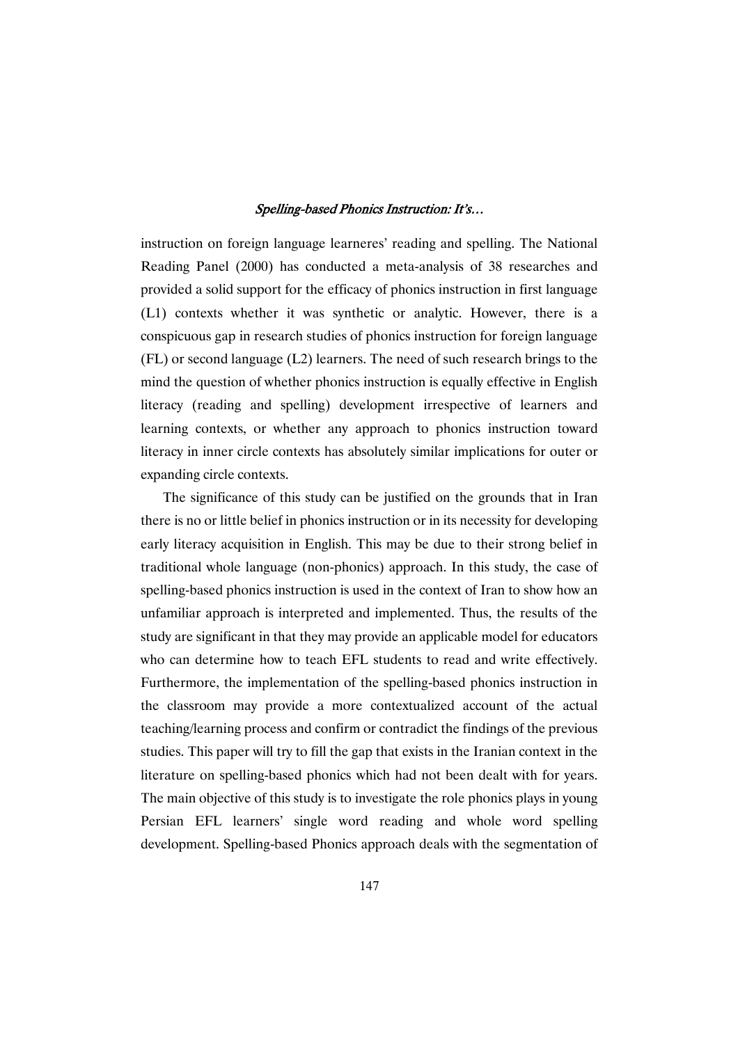instruction on foreign language learneres' reading and spelling. The National Reading Panel (2000) has conducted a meta-analysis of 38 researches and provided a solid support for the efficacy of phonics instruction in first language (L1) contexts whether it was synthetic or analytic. However, there is a conspicuous gap in research studies of phonics instruction for foreign language (FL) or second language (L2) learners. The need of such research brings to the mind the question of whether phonics instruction is equally effective in English literacy (reading and spelling) development irrespective of learners and learning contexts, or whether any approach to phonics instruction toward literacy in inner circle contexts has absolutely similar implications for outer or expanding circle contexts.

The significance of this study can be justified on the grounds that in Iran there is no or little belief in phonics instruction or in its necessity for developing early literacy acquisition in English. This may be due to their strong belief in traditional whole language (non-phonics) approach. In this study, the case of spelling-based phonics instruction is used in the context of Iran to show how an unfamiliar approach is interpreted and implemented. Thus, the results of the study are significant in that they may provide an applicable model for educators who can determine how to teach EFL students to read and write effectively. Furthermore, the implementation of the spelling-based phonics instruction in the classroom may provide a more contextualized account of the actual teaching/learning process and confirm or contradict the findings of the previous studies. This paper will try to fill the gap that exists in the Iranian context in the literature on spelling-based phonics which had not been dealt with for years. The main objective of this study is to investigate the role phonics plays in young Persian EFL learners' single word reading and whole word spelling development. Spelling-based Phonics approach deals with the segmentation of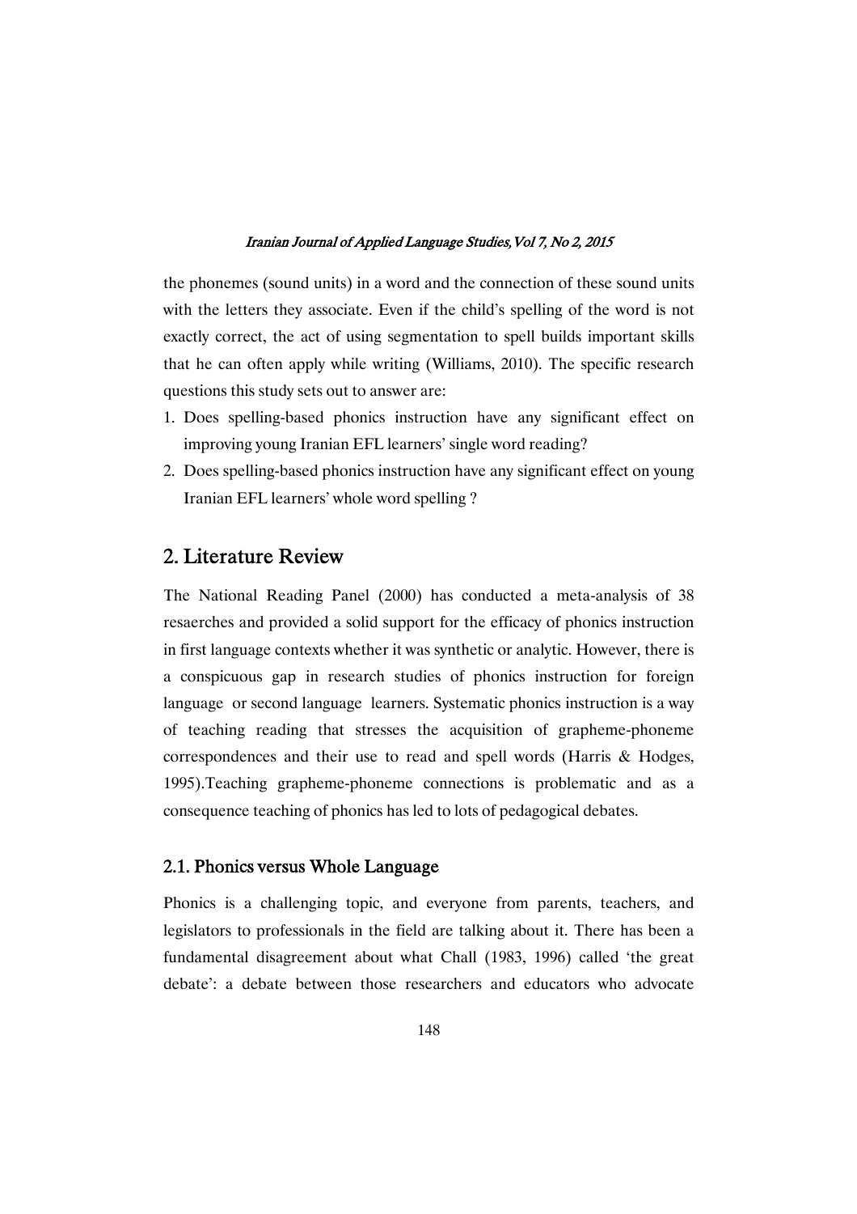the phonemes (sound units) in a word and the connection of these sound units with the letters they associate. Even if the child's spelling of the word is not exactly correct, the act of using segmentation to spell builds important skills that he can often apply while writing (Williams, 2010). The specific research questions this study sets out to answer are:

1. Does spelling-based phonics instruction have any significant effect on improving young Iranian EFL learners' single word reading?
2. Does spelling-based phonics instruction have any significant effect on young Iranian EFL learners' whole word spelling ?

## 2. Literature Review

The National Reading Panel (2000) has conducted a meta-analysis of 38 resaerches and provided a solid support for the efficacy of phonics instruction in first language contexts whether it was synthetic or analytic. However, there is a conspicuous gap in research studies of phonics instruction for foreign language or second language learners. Systematic phonics instruction is a way of teaching reading that stresses the acquisition of grapheme-phoneme correspondences and their use to read and spell words (Harris & Hodges, 1995).Teaching grapheme-phoneme connections is problematic and as a consequence teaching of phonics has led to lots of pedagogical debates.

### 2.1. Phonics versus Whole Language

Phonics is a challenging topic, and everyone from parents, teachers, and legislators to professionals in the field are talking about it. There has been a fundamental disagreement about what Chall (1983, 1996) called 'the great debate': a debate between those researchers and educators who advocate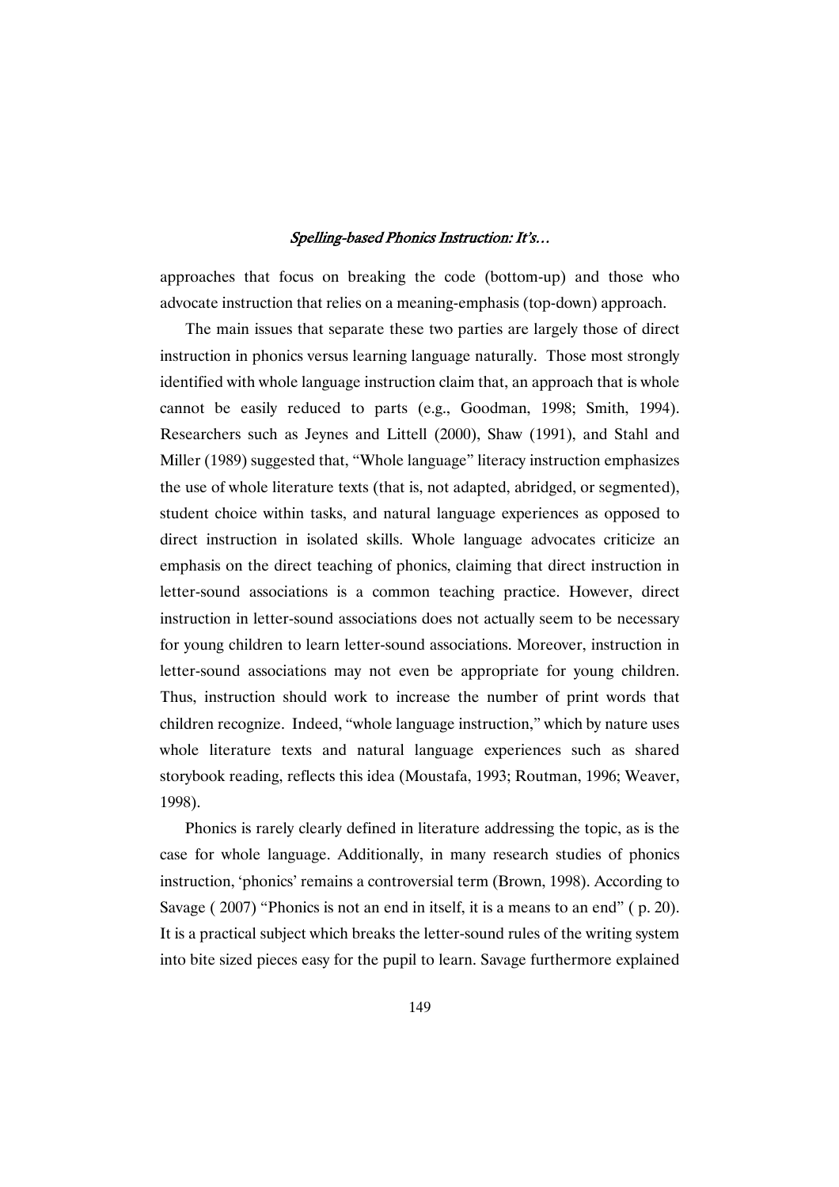approaches that focus on breaking the code (bottom-up) and those who advocate instruction that relies on a meaning-emphasis (top-down) approach.

The main issues that separate these two parties are largely those of direct instruction in phonics versus learning language naturally. Those most strongly identified with whole language instruction claim that, an approach that is whole cannot be easily reduced to parts (e.g., Goodman, 1998; Smith, 1994). Researchers such as Jeynes and Littell (2000), Shaw (1991), and Stahl and Miller (1989) suggested that, "Whole language" literacy instruction emphasizes the use of whole literature texts (that is, not adapted, abridged, or segmented), student choice within tasks, and natural language experiences as opposed to direct instruction in isolated skills. Whole language advocates criticize an emphasis on the direct teaching of phonics, claiming that direct instruction in letter-sound associations is a common teaching practice. However, direct instruction in letter-sound associations does not actually seem to be necessary for young children to learn letter-sound associations. Moreover, instruction in letter-sound associations may not even be appropriate for young children. Thus, instruction should work to increase the number of print words that children recognize. Indeed, "whole language instruction," which by nature uses whole literature texts and natural language experiences such as shared storybook reading, reflects this idea (Moustafa, 1993; Routman, 1996; Weaver, 1998).

Phonics is rarely clearly defined in literature addressing the topic, as is the case for whole language. Additionally, in many research studies of phonics instruction, 'phonics' remains a controversial term (Brown, 1998). According to Savage ( 2007) "Phonics is not an end in itself, it is a means to an end" ( p. 20). It is a practical subject which breaks the letter-sound rules of the writing system into bite sized pieces easy for the pupil to learn. Savage furthermore explained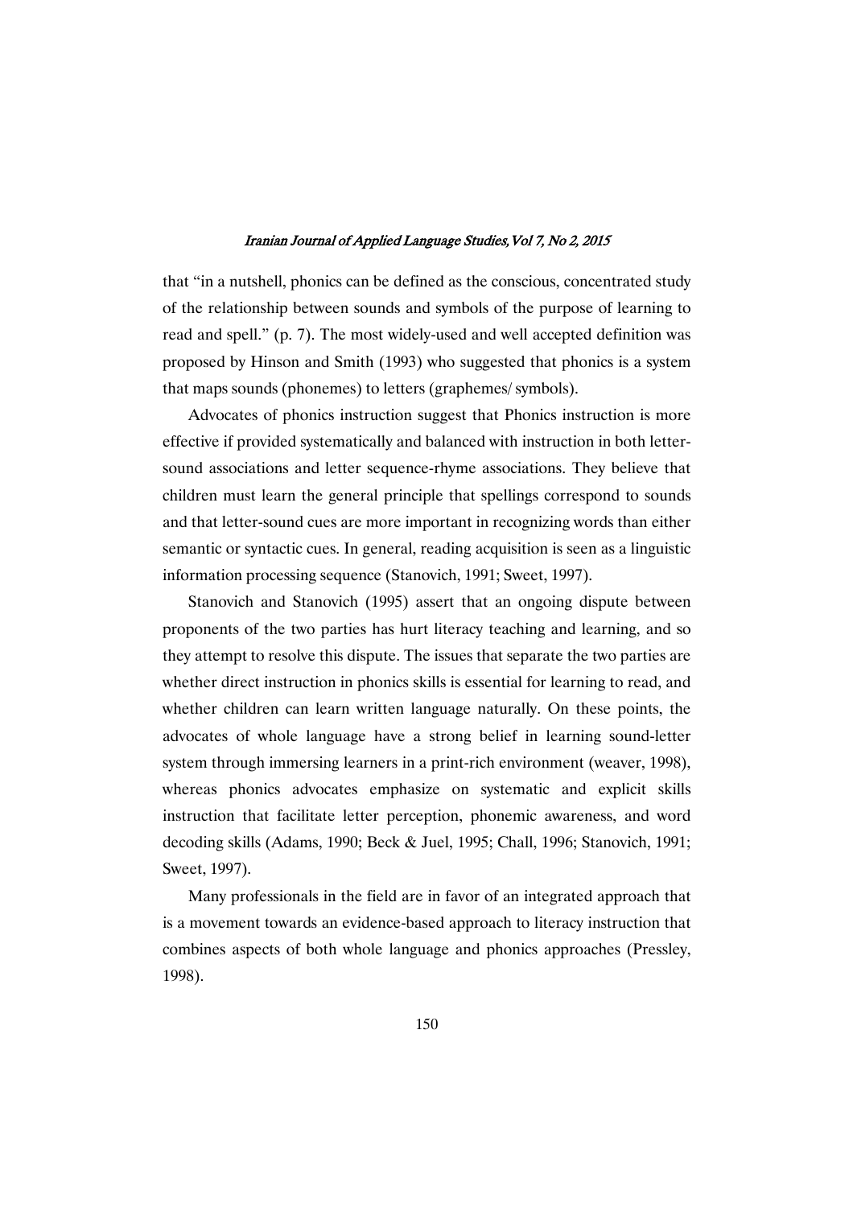that "in a nutshell, phonics can be defined as the conscious, concentrated study of the relationship between sounds and symbols of the purpose of learning to read and spell." (p. 7). The most widely-used and well accepted definition was proposed by Hinson and Smith (1993) who suggested that phonics is a system that maps sounds (phonemes) to letters (graphemes/ symbols).

Advocates of phonics instruction suggest that Phonics instruction is more effective if provided systematically and balanced with instruction in both letter-sound associations and letter sequence-rhyme associations. They believe that children must learn the general principle that spellings correspond to sounds and that letter-sound cues are more important in recognizing words than either semantic or syntactic cues. In general, reading acquisition is seen as a linguistic information processing sequence (Stanovich, 1991; Sweet, 1997).

Stanovich and Stanovich (1995) assert that an ongoing dispute between proponents of the two parties has hurt literacy teaching and learning, and so they attempt to resolve this dispute. The issues that separate the two parties are whether direct instruction in phonics skills is essential for learning to read, and whether children can learn written language naturally. On these points, the advocates of whole language have a strong belief in learning sound-letter system through immersing learners in a print-rich environment (weaver, 1998), whereas phonics advocates emphasize on systematic and explicit skills instruction that facilitate letter perception, phonemic awareness, and word decoding skills (Adams, 1990; Beck & Juel, 1995; Chall, 1996; Stanovich, 1991; Sweet, 1997).

Many professionals in the field are in favor of an integrated approach that is a movement towards an evidence-based approach to literacy instruction that combines aspects of both whole language and phonics approaches (Pressley, 1998).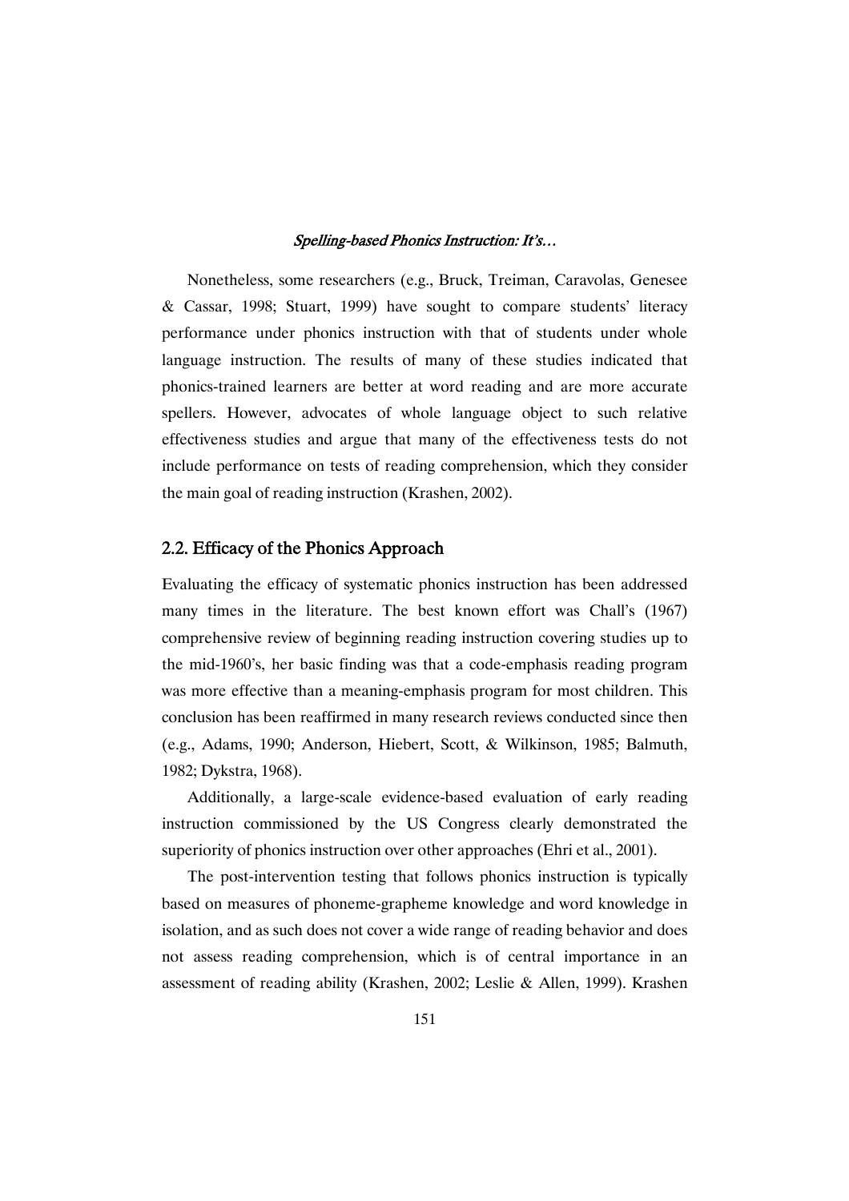Nonetheless, some researchers (e.g., Bruck, Treiman, Caravolas, Genesee & Cassar, 1998; Stuart, 1999) have sought to compare students' literacy performance under phonics instruction with that of students under whole language instruction. The results of many of these studies indicated that phonics-trained learners are better at word reading and are more accurate spellers. However, advocates of whole language object to such relative effectiveness studies and argue that many of the effectiveness tests do not include performance on tests of reading comprehension, which they consider the main goal of reading instruction (Krashen, 2002).

## 2.2. Efficacy of the Phonics Approach

Evaluating the efficacy of systematic phonics instruction has been addressed many times in the literature. The best known effort was Chall's (1967) comprehensive review of beginning reading instruction covering studies up to the mid-1960's, her basic finding was that a code-emphasis reading program was more effective than a meaning-emphasis program for most children. This conclusion has been reaffirmed in many research reviews conducted since then (e.g., Adams, 1990; Anderson, Hiebert, Scott, & Wilkinson, 1985; Balmuth, 1982; Dykstra, 1968).

Additionally, a large-scale evidence-based evaluation of early reading instruction commissioned by the US Congress clearly demonstrated the superiority of phonics instruction over other approaches (Ehri et al., 2001).

The post-intervention testing that follows phonics instruction is typically based on measures of phoneme-grapheme knowledge and word knowledge in isolation, and as such does not cover a wide range of reading behavior and does not assess reading comprehension, which is of central importance in an assessment of reading ability (Krashen, 2002; Leslie & Allen, 1999). Krashen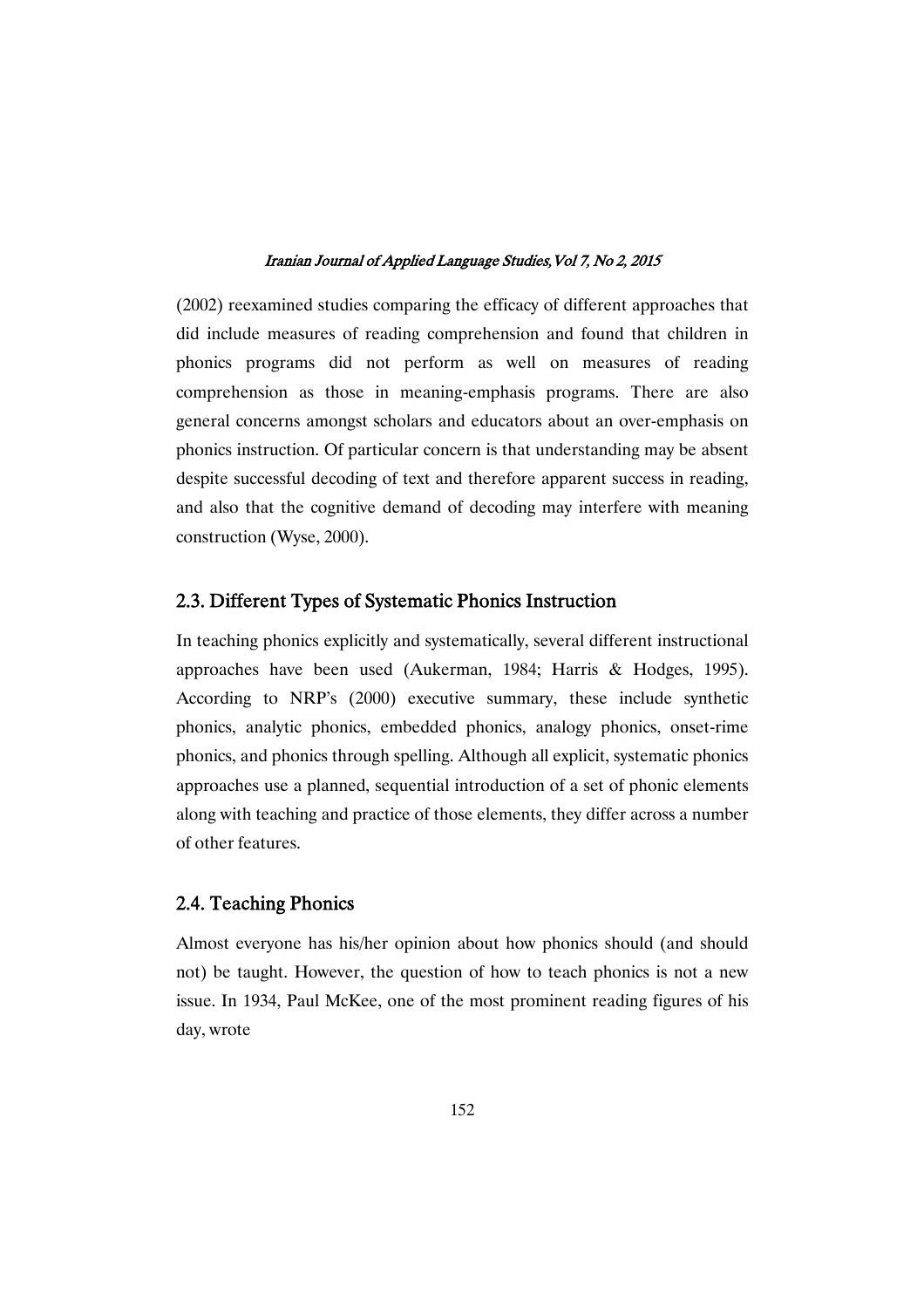(2002) reexamined studies comparing the efficacy of different approaches that did include measures of reading comprehension and found that children in phonics programs did not perform as well on measures of reading comprehension as those in meaning-emphasis programs. There are also general concerns amongst scholars and educators about an over-emphasis on phonics instruction. Of particular concern is that understanding may be absent despite successful decoding of text and therefore apparent success in reading, and also that the cognitive demand of decoding may interfere with meaning construction (Wyse, 2000).

## 2.3. Different Types of Systematic Phonics Instruction

In teaching phonics explicitly and systematically, several different instructional approaches have been used (Aukerman, 1984; Harris & Hodges, 1995). According to NRP's (2000) executive summary, these include synthetic phonics, analytic phonics, embedded phonics, analogy phonics, onset-rime phonics, and phonics through spelling. Although all explicit, systematic phonics approaches use a planned, sequential introduction of a set of phonic elements along with teaching and practice of those elements, they differ across a number of other features.

## 2.4. Teaching Phonics

Almost everyone has his/her opinion about how phonics should (and should not) be taught. However, the question of how to teach phonics is not a new issue. In 1934, Paul McKee, one of the most prominent reading figures of his day, wrote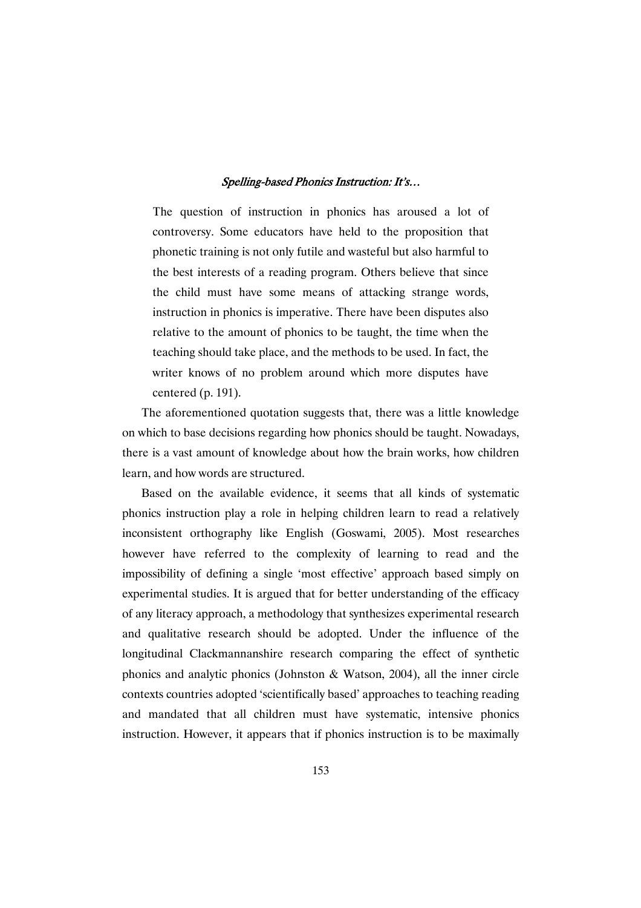> The question of instruction in phonics has aroused a lot of controversy. Some educators have held to the proposition that phonetic training is not only futile and wasteful but also harmful to the best interests of a reading program. Others believe that since the child must have some means of attacking strange words, instruction in phonics is imperative. There have been disputes also relative to the amount of phonics to be taught, the time when the teaching should take place, and the methods to be used. In fact, the writer knows of no problem around which more disputes have centered (p. 191).

The aforementioned quotation suggests that, there was a little knowledge on which to base decisions regarding how phonics should be taught. Nowadays, there is a vast amount of knowledge about how the brain works, how children learn, and how words are structured.

Based on the available evidence, it seems that all kinds of systematic phonics instruction play a role in helping children learn to read a relatively inconsistent orthography like English (Goswami, 2005). Most researches however have referred to the complexity of learning to read and the impossibility of defining a single 'most effective' approach based simply on experimental studies. It is argued that for better understanding of the efficacy of any literacy approach, a methodology that synthesizes experimental research and qualitative research should be adopted. Under the influence of the longitudinal Clackmannanshire research comparing the effect of synthetic phonics and analytic phonics (Johnston & Watson, 2004), all the inner circle contexts countries adopted 'scientifically based' approaches to teaching reading and mandated that all children must have systematic, intensive phonics instruction. However, it appears that if phonics instruction is to be maximally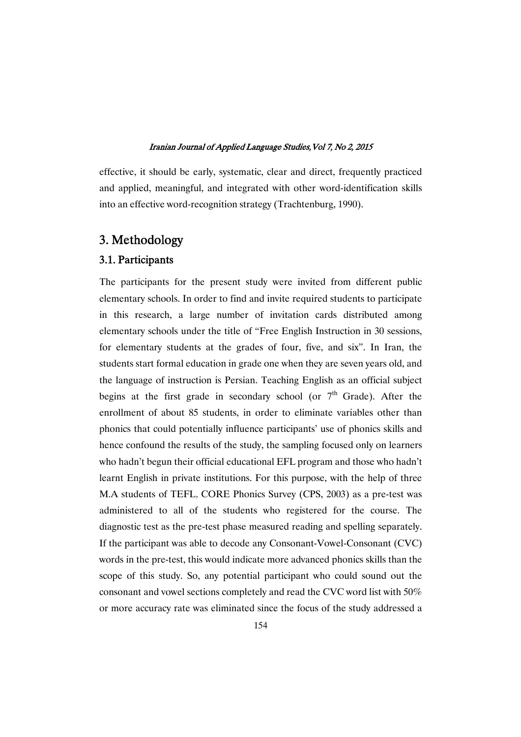effective, it should be early, systematic, clear and direct, frequently practiced and applied, meaningful, and integrated with other word-identification skills into an effective word-recognition strategy (Trachtenburg, 1990).

## 3. Methodology

### 3.1. Participants

The participants for the present study were invited from different public elementary schools. In order to find and invite required students to participate in this research, a large number of invitation cards distributed among elementary schools under the title of "Free English Instruction in 30 sessions, for elementary students at the grades of four, five, and six". In Iran, the students start formal education in grade one when they are seven years old, and the language of instruction is Persian. Teaching English as an official subject begins at the first grade in secondary school (or 7th Grade). After the enrollment of about 85 students, in order to eliminate variables other than phonics that could potentially influence participants' use of phonics skills and hence confound the results of the study, the sampling focused only on learners who hadn't begun their official educational EFL program and those who hadn't learnt English in private institutions. For this purpose, with the help of three M.A students of TEFL, CORE Phonics Survey (CPS, 2003) as a pre-test was administered to all of the students who registered for the course. The diagnostic test as the pre-test phase measured reading and spelling separately. If the participant was able to decode any Consonant-Vowel-Consonant (CVC) words in the pre-test, this would indicate more advanced phonics skills than the scope of this study. So, any potential participant who could sound out the consonant and vowel sections completely and read the CVC word list with 50% or more accuracy rate was eliminated since the focus of the study addressed a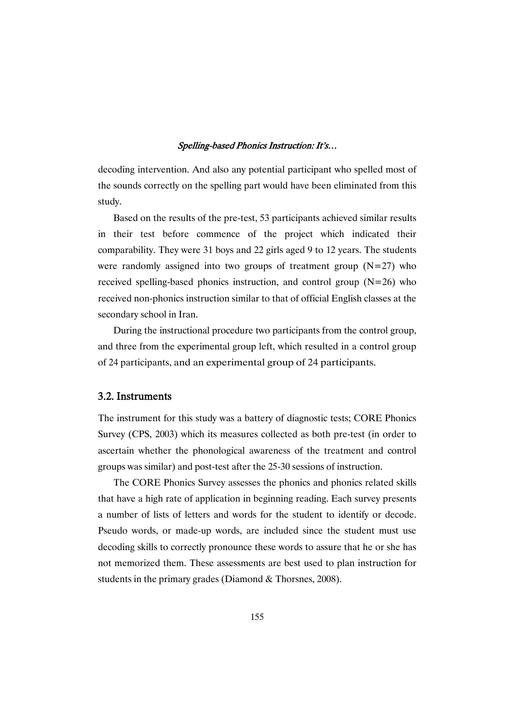decoding intervention. And also any potential participant who spelled most of the sounds correctly on the spelling part would have been eliminated from this study.

Based on the results of the pre-test, 53 participants achieved similar results in their test before commence of the project which indicated their comparability. They were 31 boys and 22 girls aged 9 to 12 years. The students were randomly assigned into two groups of treatment group (N=27) who received spelling-based phonics instruction, and control group (N=26) who received non-phonics instruction similar to that of official English classes at the secondary school in Iran.

During the instructional procedure two participants from the control group, and three from the experimental group left, which resulted in a control group of 24 participants, and an experimental group of 24 participants.

### 3.2. Instruments

The instrument for this study was a battery of diagnostic tests; CORE Phonics Survey (CPS, 2003) which its measures collected as both pre-test (in order to ascertain whether the phonological awareness of the treatment and control groups was similar) and post-test after the 25-30 sessions of instruction.

The CORE Phonics Survey assesses the phonics and phonics related skills that have a high rate of application in beginning reading. Each survey presents a number of lists of letters and words for the student to identify or decode. Pseudo words, or made-up words, are included since the student must use decoding skills to correctly pronounce these words to assure that he or she has not memorized them. These assessments are best used to plan instruction for students in the primary grades (Diamond & Thorsnes, 2008).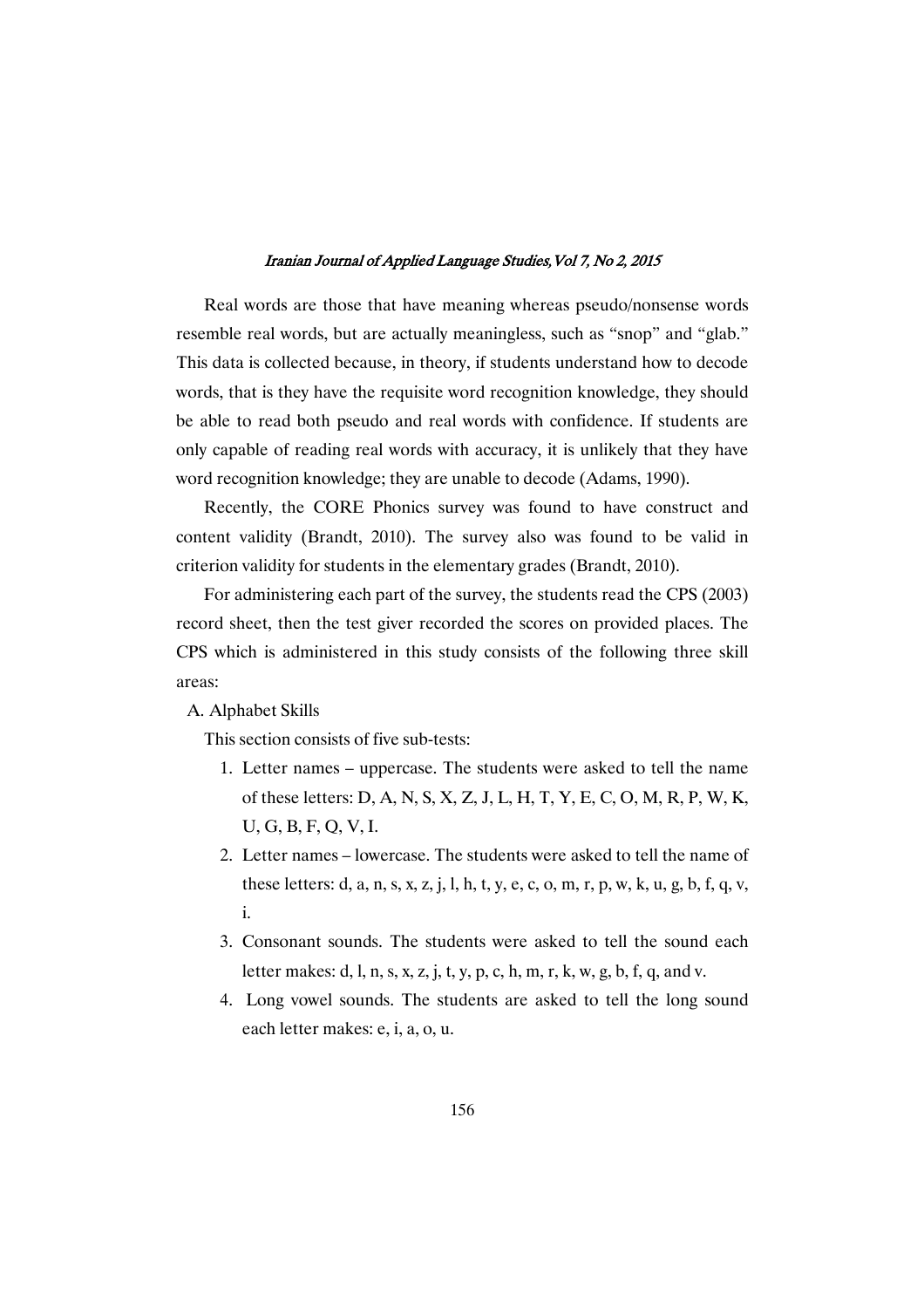Real words are those that have meaning whereas pseudo/nonsense words resemble real words, but are actually meaningless, such as "snop" and "glab." This data is collected because, in theory, if students understand how to decode words, that is they have the requisite word recognition knowledge, they should be able to read both pseudo and real words with confidence. If students are only capable of reading real words with accuracy, it is unlikely that they have word recognition knowledge; they are unable to decode (Adams, 1990).

Recently, the CORE Phonics survey was found to have construct and content validity (Brandt, 2010). The survey also was found to be valid in criterion validity for students in the elementary grades (Brandt, 2010).

For administering each part of the survey, the students read the CPS (2003) record sheet, then the test giver recorded the scores on provided places. The CPS which is administered in this study consists of the following three skill areas:

A. Alphabet Skills

This section consists of five sub-tests:

1. Letter names – uppercase. The students were asked to tell the name of these letters: D, A, N, S, X, Z, J, L, H, T, Y, E, C, O, M, R, P, W, K, U, G, B, F, Q, V, I.
2. Letter names – lowercase. The students were asked to tell the name of these letters: d, a, n, s, x, z, j, l, h, t, y, e, c, o, m, r, p, w, k, u, g, b, f, q, v, i.
3. Consonant sounds. The students were asked to tell the sound each letter makes: d, l, n, s, x, z, j, t, y, p, c, h, m, r, k, w, g, b, f, q, and v.
4. Long vowel sounds. The students are asked to tell the long sound each letter makes: e, i, a, o, u.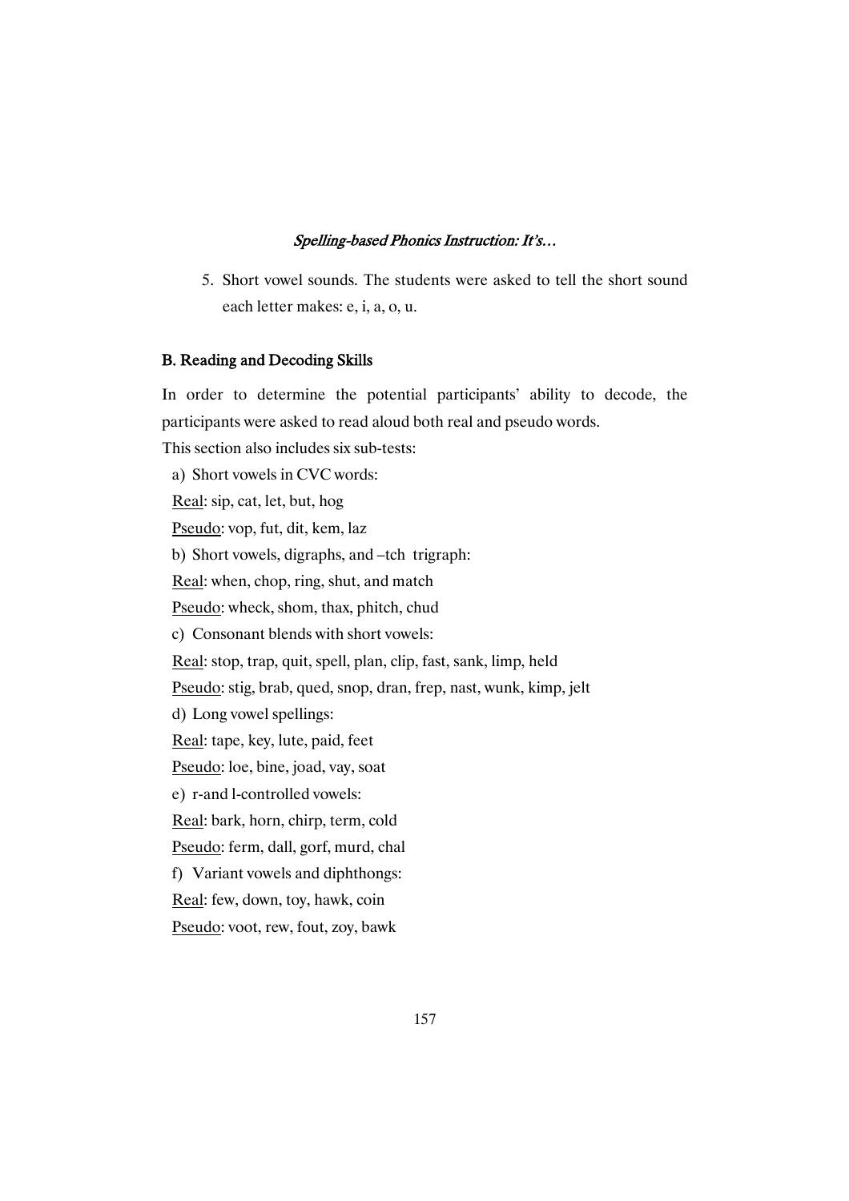5. Short vowel sounds. The students were asked to tell the short sound each letter makes: e, i, a, o, u.

### B. Reading and Decoding Skills

In order to determine the potential participants' ability to decode, the participants were asked to read aloud both real and pseudo words.

This section also includes six sub-tests:

a) Short vowels in CVC words:

Real: sip, cat, let, but, hog

Pseudo: vop, fut, dit, kem, laz

b) Short vowels, digraphs, and –tch trigraph:

Real: when, chop, ring, shut, and match

Pseudo: wheck, shom, thax, phitch, chud

c) Consonant blends with short vowels:

Real: stop, trap, quit, spell, plan, clip, fast, sank, limp, held

Pseudo: stig, brab, qued, snop, dran, frep, nast, wunk, kimp, jelt

d) Long vowel spellings:

Real: tape, key, lute, paid, feet

Pseudo: loe, bine, joad, vay, soat

e) r-and l-controlled vowels:

Real: bark, horn, chirp, term, cold

Pseudo: ferm, dall, gorf, murd, chal

f) Variant vowels and diphthongs:

Real: few, down, toy, hawk, coin

Pseudo: voot, rew, fout, zoy, bawk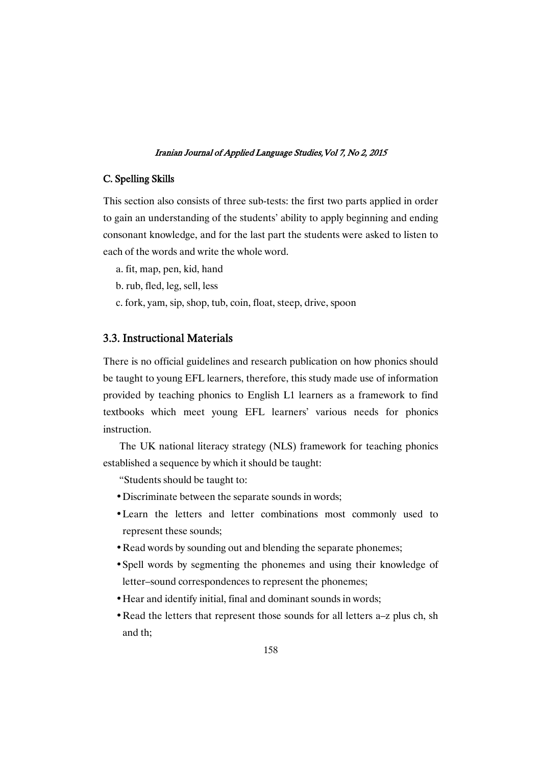### C. Spelling Skills

This section also consists of three sub-tests: the first two parts applied in order to gain an understanding of the students' ability to apply beginning and ending consonant knowledge, and for the last part the students were asked to listen to each of the words and write the whole word.

a. fit, map, pen, kid, hand

b. rub, fled, leg, sell, less

c. fork, yam, sip, shop, tub, coin, float, steep, drive, spoon

## 3.3. Instructional Materials

There is no official guidelines and research publication on how phonics should be taught to young EFL learners, therefore, this study made use of information provided by teaching phonics to English L1 learners as a framework to find textbooks which meet young EFL learners' various needs for phonics instruction.

The UK national literacy strategy (NLS) framework for teaching phonics established a sequence by which it should be taught:

"Students should be taught to:

- Discriminate between the separate sounds in words;
- Learn the letters and letter combinations most commonly used to represent these sounds;
- Read words by sounding out and blending the separate phonemes;
- Spell words by segmenting the phonemes and using their knowledge of letter–sound correspondences to represent the phonemes;
- Hear and identify initial, final and dominant sounds in words;
- Read the letters that represent those sounds for all letters a–z plus ch, sh and th;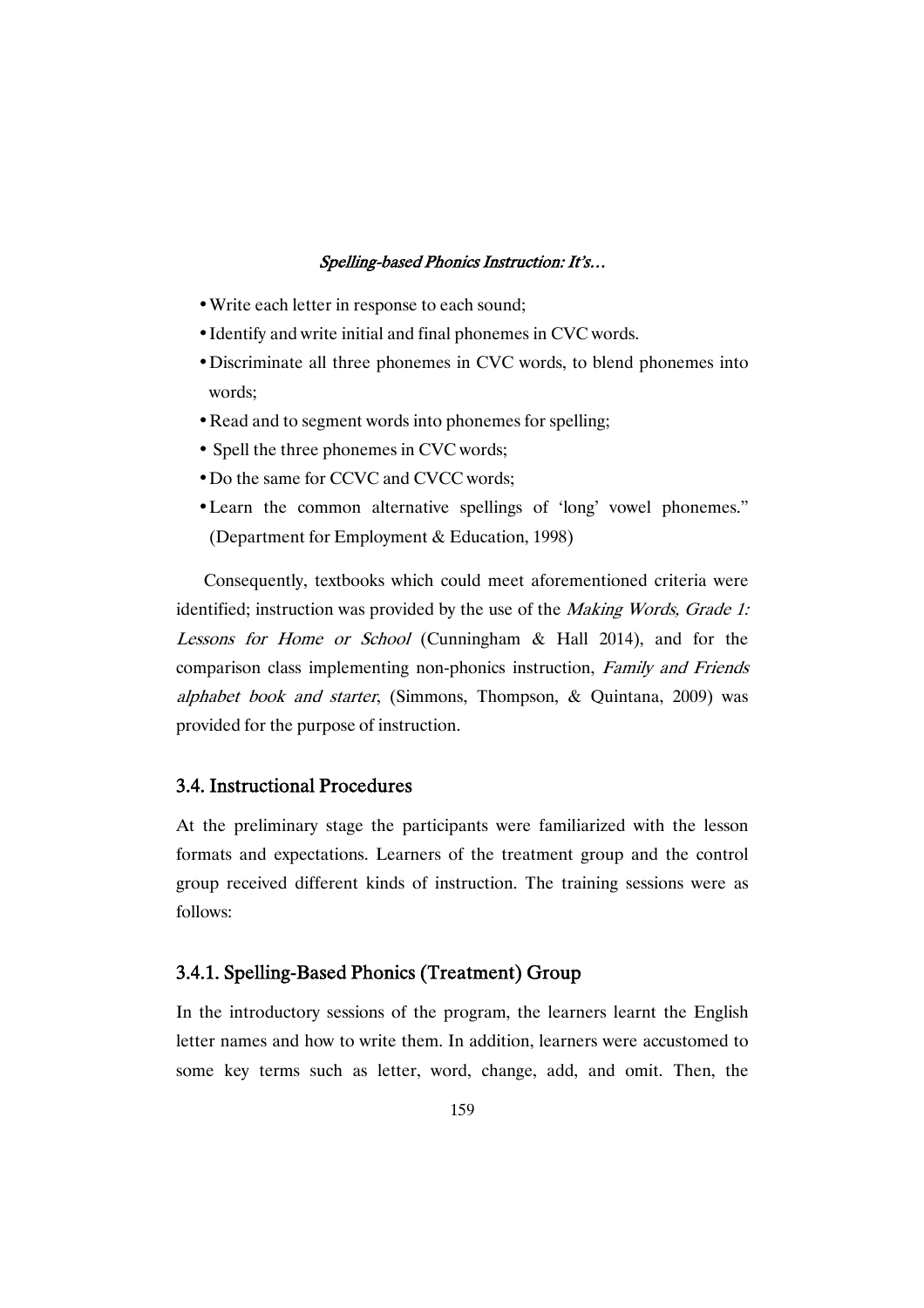- Write each letter in response to each sound;
- Identify and write initial and final phonemes in CVC words.
- Discriminate all three phonemes in CVC words, to blend phonemes into words;
- Read and to segment words into phonemes for spelling;
- Spell the three phonemes in CVC words;
- Do the same for CCVC and CVCC words;
- Learn the common alternative spellings of 'long' vowel phonemes." (Department for Employment & Education, 1998)

Consequently, textbooks which could meet aforementioned criteria were identified; instruction was provided by the use of the *Making Words, Grade 1: Lessons for Home or School* (Cunningham & Hall 2014), and for the comparison class implementing non-phonics instruction, *Family and Friends alphabet book and starter*, (Simmons, Thompson, & Quintana, 2009) was provided for the purpose of instruction.

### 3.4. Instructional Procedures

At the preliminary stage the participants were familiarized with the lesson formats and expectations. Learners of the treatment group and the control group received different kinds of instruction. The training sessions were as follows:

#### 3.4.1. Spelling-Based Phonics (Treatment) Group

In the introductory sessions of the program, the learners learnt the English letter names and how to write them. In addition, learners were accustomed to some key terms such as letter, word, change, add, and omit. Then, the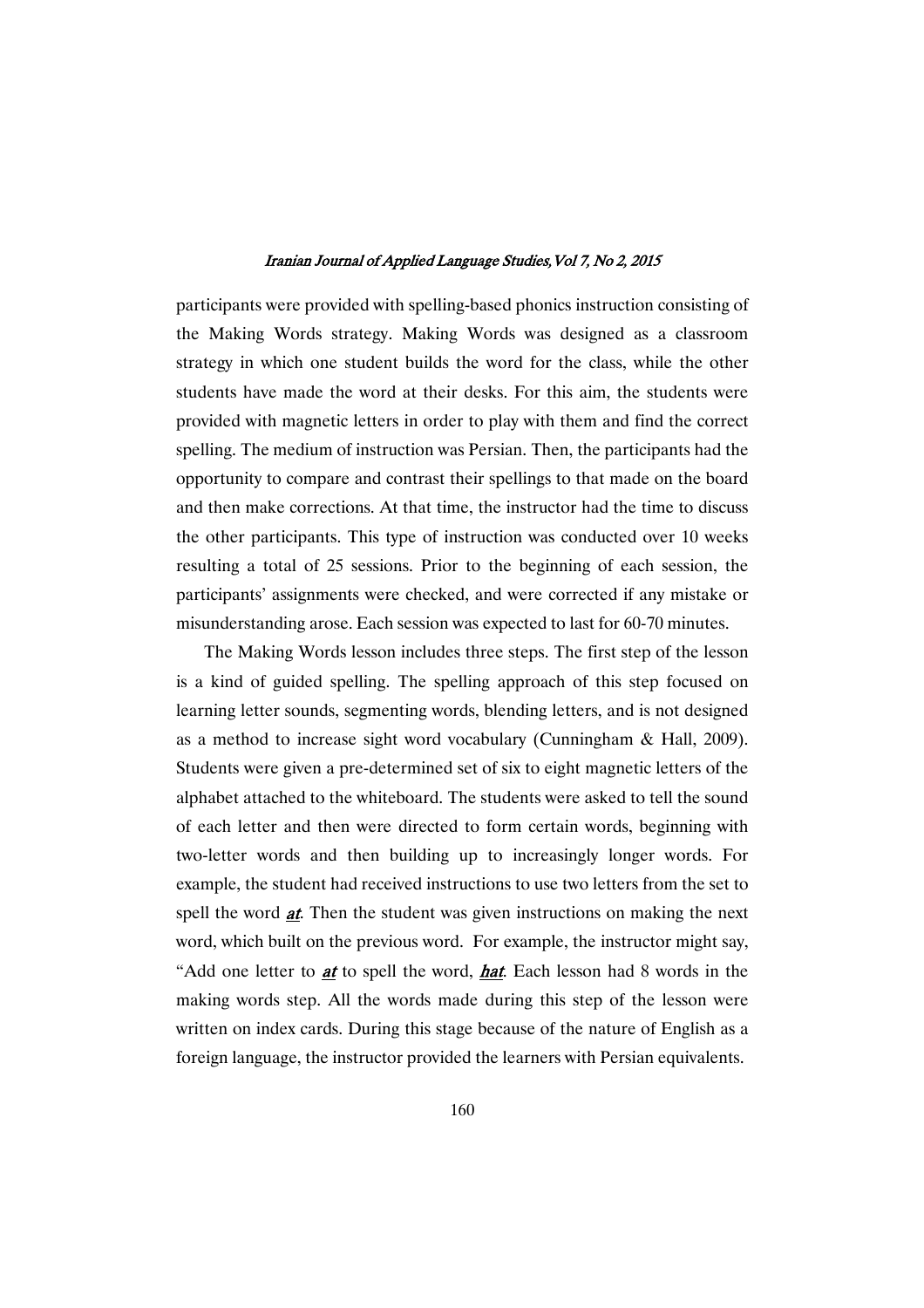participants were provided with spelling-based phonics instruction consisting of the Making Words strategy. Making Words was designed as a classroom strategy in which one student builds the word for the class, while the other students have made the word at their desks. For this aim, the students were provided with magnetic letters in order to play with them and find the correct spelling. The medium of instruction was Persian. Then, the participants had the opportunity to compare and contrast their spellings to that made on the board and then make corrections. At that time, the instructor had the time to discuss the other participants. This type of instruction was conducted over 10 weeks resulting a total of 25 sessions. Prior to the beginning of each session, the participants' assignments were checked, and were corrected if any mistake or misunderstanding arose. Each session was expected to last for 60-70 minutes.

The Making Words lesson includes three steps. The first step of the lesson is a kind of guided spelling. The spelling approach of this step focused on learning letter sounds, segmenting words, blending letters, and is not designed as a method to increase sight word vocabulary (Cunningham & Hall, 2009). Students were given a pre-determined set of six to eight magnetic letters of the alphabet attached to the whiteboard. The students were asked to tell the sound of each letter and then were directed to form certain words, beginning with two-letter words and then building up to increasingly longer words. For example, the student had received instructions to use two letters from the set to spell the word ***at***. Then the student was given instructions on making the next word, which built on the previous word. For example, the instructor might say, "Add one letter to ***at*** to spell the word, ***hat***. Each lesson had 8 words in the making words step. All the words made during this step of the lesson were written on index cards. During this stage because of the nature of English as a foreign language, the instructor provided the learners with Persian equivalents.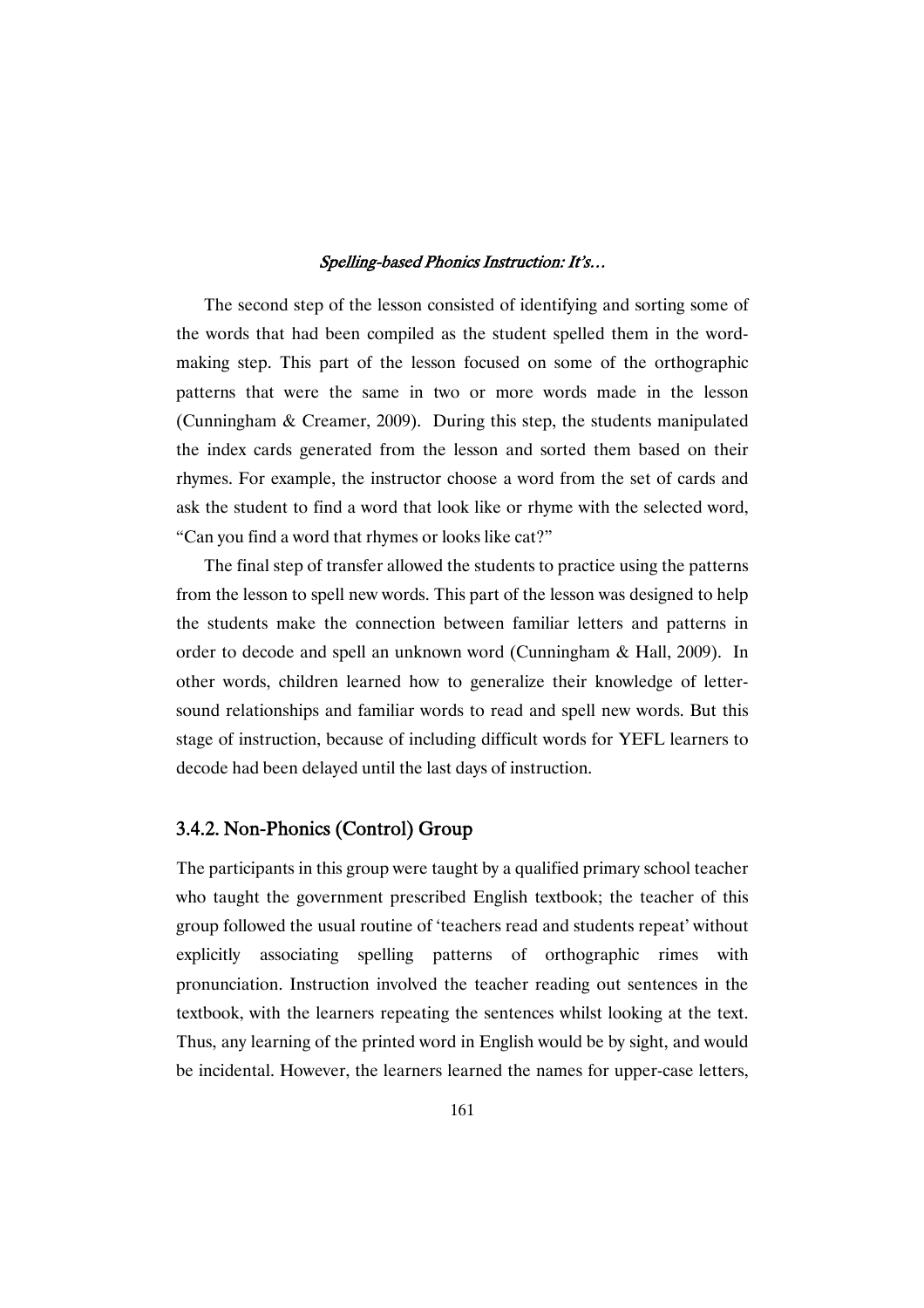The second step of the lesson consisted of identifying and sorting some of the words that had been compiled as the student spelled them in the word-making step. This part of the lesson focused on some of the orthographic patterns that were the same in two or more words made in the lesson (Cunningham & Creamer, 2009). During this step, the students manipulated the index cards generated from the lesson and sorted them based on their rhymes. For example, the instructor choose a word from the set of cards and ask the student to find a word that look like or rhyme with the selected word, "Can you find a word that rhymes or looks like cat?"

The final step of transfer allowed the students to practice using the patterns from the lesson to spell new words. This part of the lesson was designed to help the students make the connection between familiar letters and patterns in order to decode and spell an unknown word (Cunningham & Hall, 2009). In other words, children learned how to generalize their knowledge of letter-sound relationships and familiar words to read and spell new words. But this stage of instruction, because of including difficult words for YEFL learners to decode had been delayed until the last days of instruction.

### 3.4.2. Non-Phonics (Control) Group

The participants in this group were taught by a qualified primary school teacher who taught the government prescribed English textbook; the teacher of this group followed the usual routine of 'teachers read and students repeat' without explicitly associating spelling patterns of orthographic rimes with pronunciation. Instruction involved the teacher reading out sentences in the textbook, with the learners repeating the sentences whilst looking at the text. Thus, any learning of the printed word in English would be by sight, and would be incidental. However, the learners learned the names for upper-case letters,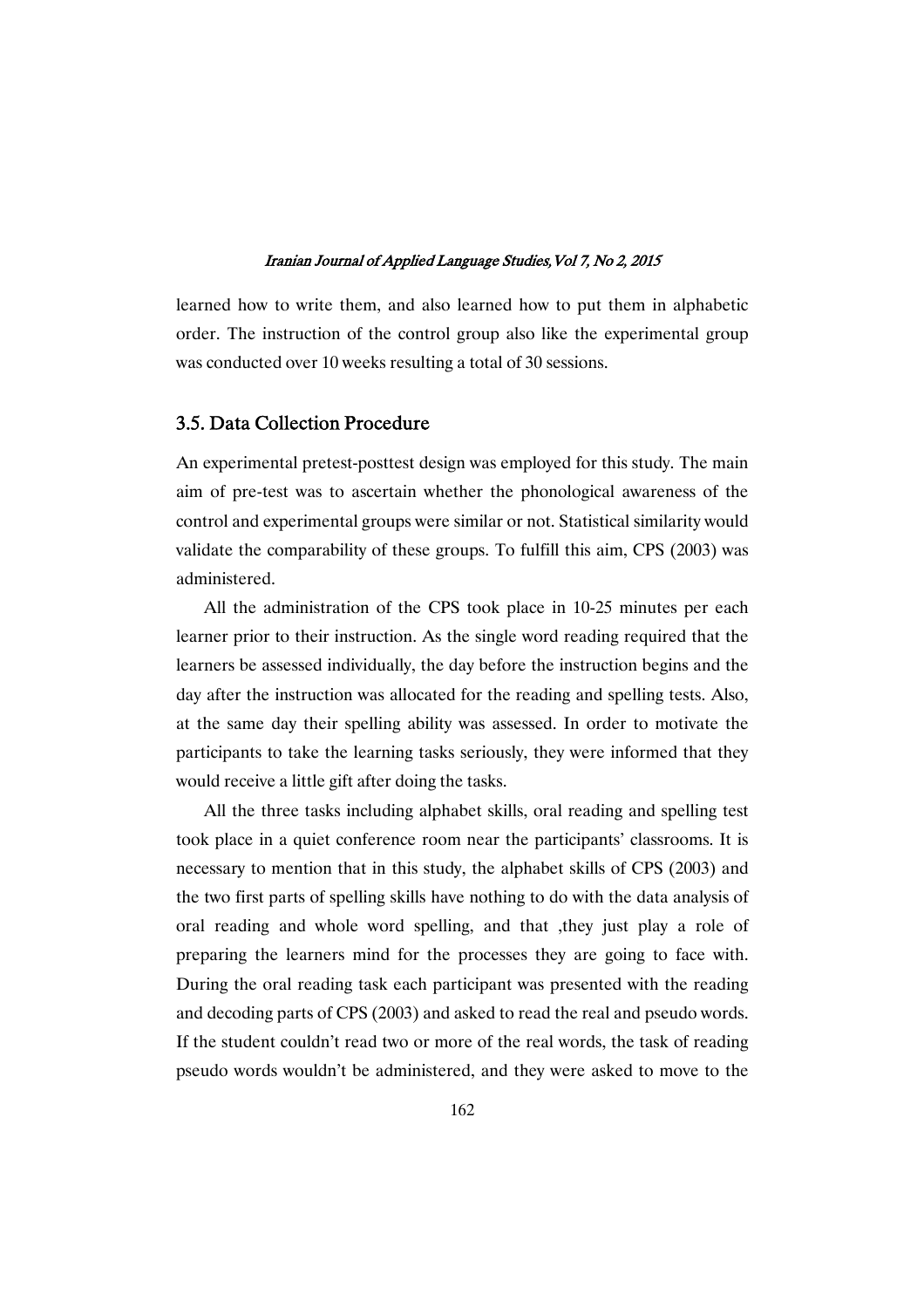learned how to write them, and also learned how to put them in alphabetic order. The instruction of the control group also like the experimental group was conducted over 10 weeks resulting a total of 30 sessions.

### 3.5. Data Collection Procedure

An experimental pretest-posttest design was employed for this study. The main aim of pre-test was to ascertain whether the phonological awareness of the control and experimental groups were similar or not. Statistical similarity would validate the comparability of these groups. To fulfill this aim, CPS (2003) was administered.

All the administration of the CPS took place in 10-25 minutes per each learner prior to their instruction. As the single word reading required that the learners be assessed individually, the day before the instruction begins and the day after the instruction was allocated for the reading and spelling tests. Also, at the same day their spelling ability was assessed. In order to motivate the participants to take the learning tasks seriously, they were informed that they would receive a little gift after doing the tasks.

All the three tasks including alphabet skills, oral reading and spelling test took place in a quiet conference room near the participants' classrooms. It is necessary to mention that in this study, the alphabet skills of CPS (2003) and the two first parts of spelling skills have nothing to do with the data analysis of oral reading and whole word spelling, and that ,they just play a role of preparing the learners mind for the processes they are going to face with. During the oral reading task each participant was presented with the reading and decoding parts of CPS (2003) and asked to read the real and pseudo words. If the student couldn't read two or more of the real words, the task of reading pseudo words wouldn't be administered, and they were asked to move to the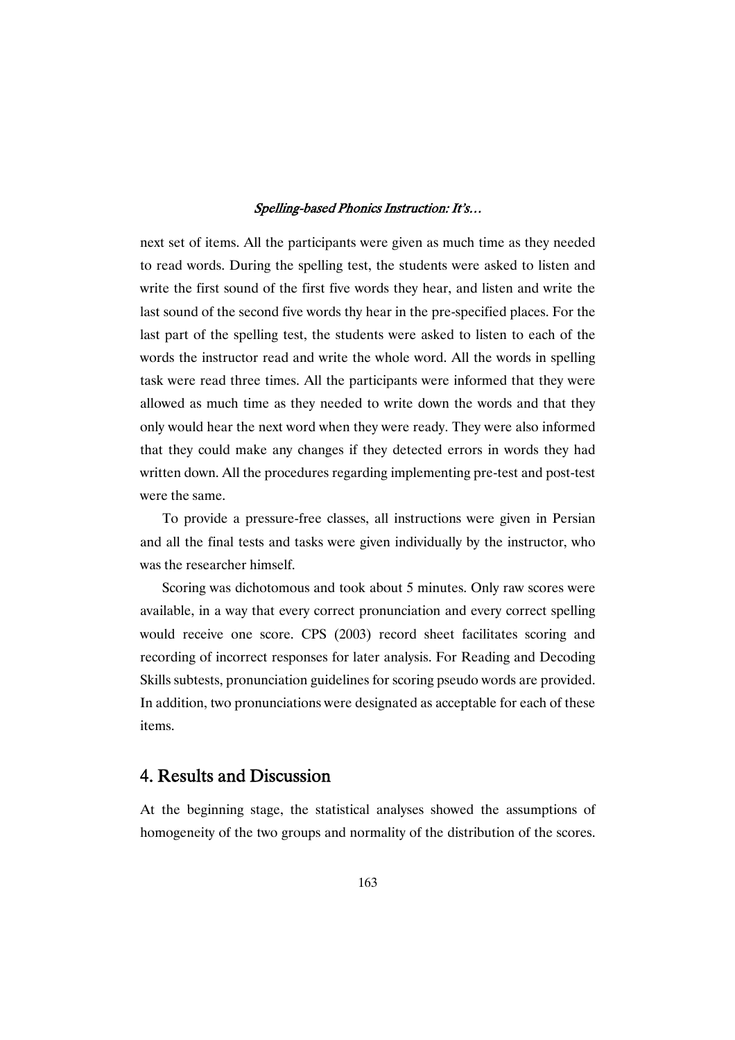next set of items. All the participants were given as much time as they needed to read words. During the spelling test, the students were asked to listen and write the first sound of the first five words they hear, and listen and write the last sound of the second five words thy hear in the pre-specified places. For the last part of the spelling test, the students were asked to listen to each of the words the instructor read and write the whole word. All the words in spelling task were read three times. All the participants were informed that they were allowed as much time as they needed to write down the words and that they only would hear the next word when they were ready. They were also informed that they could make any changes if they detected errors in words they had written down. All the procedures regarding implementing pre-test and post-test were the same.

To provide a pressure-free classes, all instructions were given in Persian and all the final tests and tasks were given individually by the instructor, who was the researcher himself.

Scoring was dichotomous and took about 5 minutes. Only raw scores were available, in a way that every correct pronunciation and every correct spelling would receive one score. CPS (2003) record sheet facilitates scoring and recording of incorrect responses for later analysis. For Reading and Decoding Skills subtests, pronunciation guidelines for scoring pseudo words are provided. In addition, two pronunciations were designated as acceptable for each of these items.

## 4. Results and Discussion

At the beginning stage, the statistical analyses showed the assumptions of homogeneity of the two groups and normality of the distribution of the scores.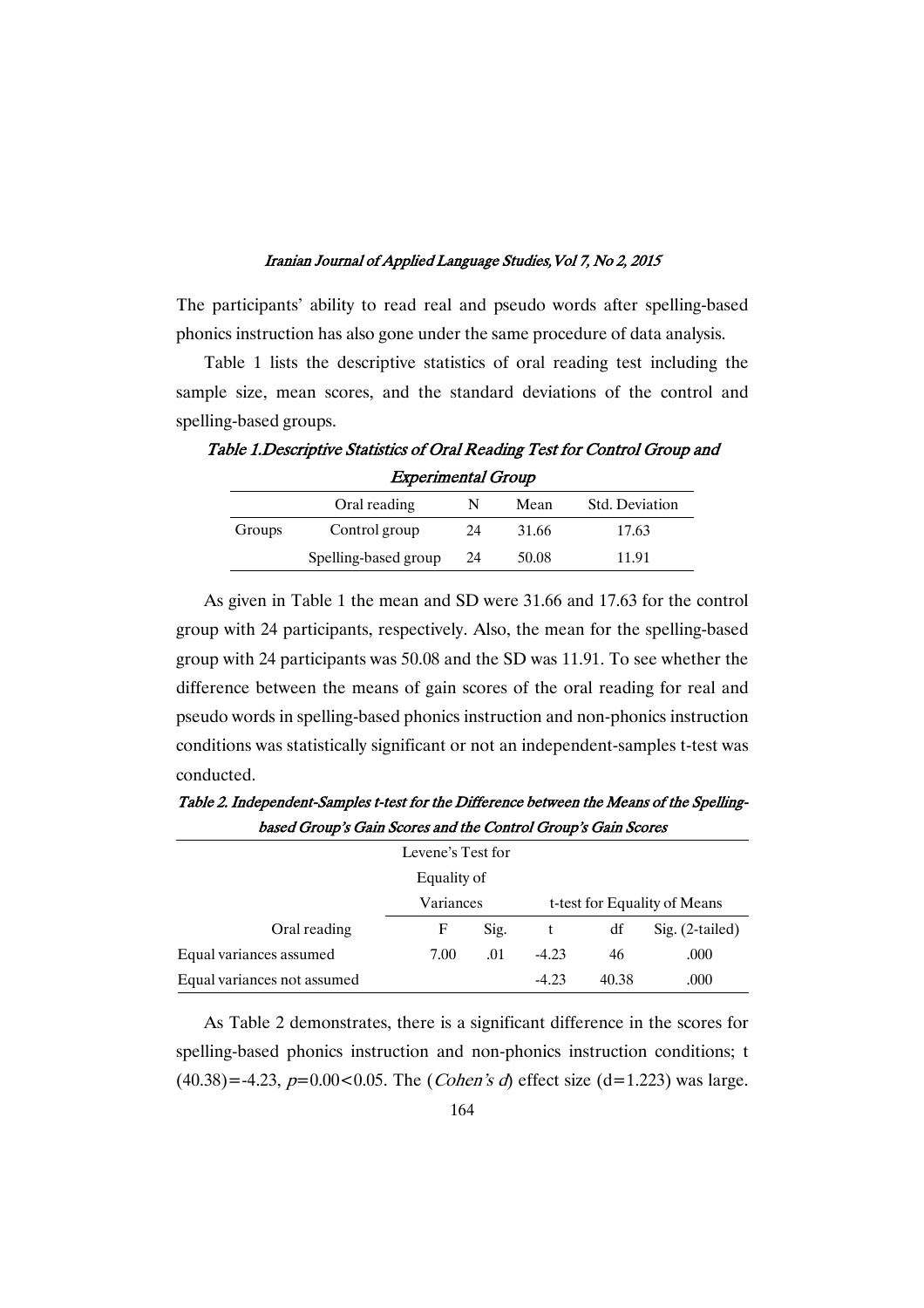The participants' ability to read real and pseudo words after spelling-based phonics instruction has also gone under the same procedure of data analysis.

Table 1 lists the descriptive statistics of oral reading test including the sample size, mean scores, and the standard deviations of the control and spelling-based groups.

*Table 1.Descriptive Statistics of Oral Reading Test for Control Group and Experimental Group*

| | Oral reading | N | Mean | Std. Deviation |
|---|---|---|---|---|
| Groups | Control group | 24 | 31.66 | 17.63 |
| | Spelling-based group | 24 | 50.08 | 11.91 |

As given in Table 1 the mean and SD were 31.66 and 17.63 for the control group with 24 participants, respectively. Also, the mean for the spelling-based group with 24 participants was 50.08 and the SD was 11.91. To see whether the difference between the means of gain scores of the oral reading for real and pseudo words in spelling-based phonics instruction and non-phonics instruction conditions was statistically significant or not an independent-samples t-test was conducted.

*Table 2. Independent-Samples t-test for the Difference between the Means of the Spelling-based Group's Gain Scores and the Control Group's Gain Scores*

| | Levene's Test for Equality of Variances | | t-test for Equality of Means | | |
|---|---|---|---|---|---|
| Oral reading | F | Sig. | t | df | Sig. (2-tailed) |
| Equal variances assumed | 7.00 | .01 | -4.23 | 46 | .000 |
| Equal variances not assumed | | | -4.23 | 40.38 | .000 |

As Table 2 demonstrates, there is a significant difference in the scores for spelling-based phonics instruction and non-phonics instruction conditions; $t(40.38)=-4.23$, $p=0.00<0.05$. The (*Cohen's d*) effect size ($d=1.223$) was large.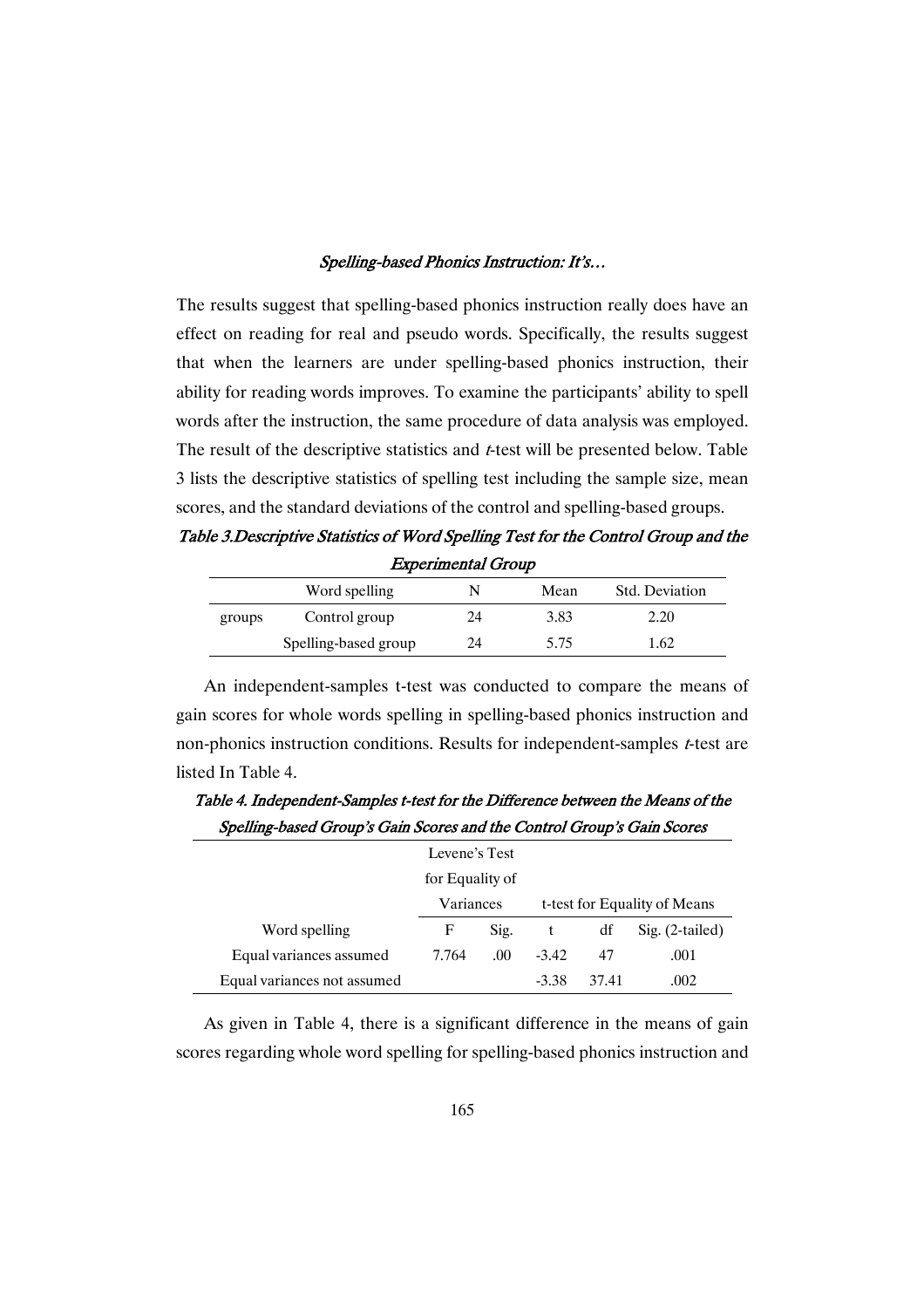The results suggest that spelling-based phonics instruction really does have an effect on reading for real and pseudo words. Specifically, the results suggest that when the learners are under spelling-based phonics instruction, their ability for reading words improves. To examine the participants' ability to spell words after the instruction, the same procedure of data analysis was employed. The result of the descriptive statistics and *t*-test will be presented below. Table 3 lists the descriptive statistics of spelling test including the sample size, mean scores, and the standard deviations of the control and spelling-based groups.

***Table 3.Descriptive Statistics of Word Spelling Test for the Control Group and the Experimental Group***

| | Word spelling | N | Mean | Std. Deviation |
|---|---|---|---|---|
| groups | Control group | 24 | 3.83 | 2.20 |
| | Spelling-based group | 24 | 5.75 | 1.62 |

An independent-samples t-test was conducted to compare the means of gain scores for whole words spelling in spelling-based phonics instruction and non-phonics instruction conditions. Results for independent-samples *t*-test are listed In Table 4.

***Table 4. Independent-Samples t-test for the Difference between the Means of the Spelling-based Group's Gain Scores and the Control Group's Gain Scores***

| | Levene's Test for Equality of Variances | | t-test for Equality of Means | | |
|---|---|---|---|---|---|
| Word spelling | F | Sig. | t | df | Sig. (2-tailed) |
| Equal variances assumed | 7.764 | .00 | -3.42 | 47 | .001 |
| Equal variances not assumed | | | -3.38 | 37.41 | .002 |

As given in Table 4, there is a significant difference in the means of gain scores regarding whole word spelling for spelling-based phonics instruction and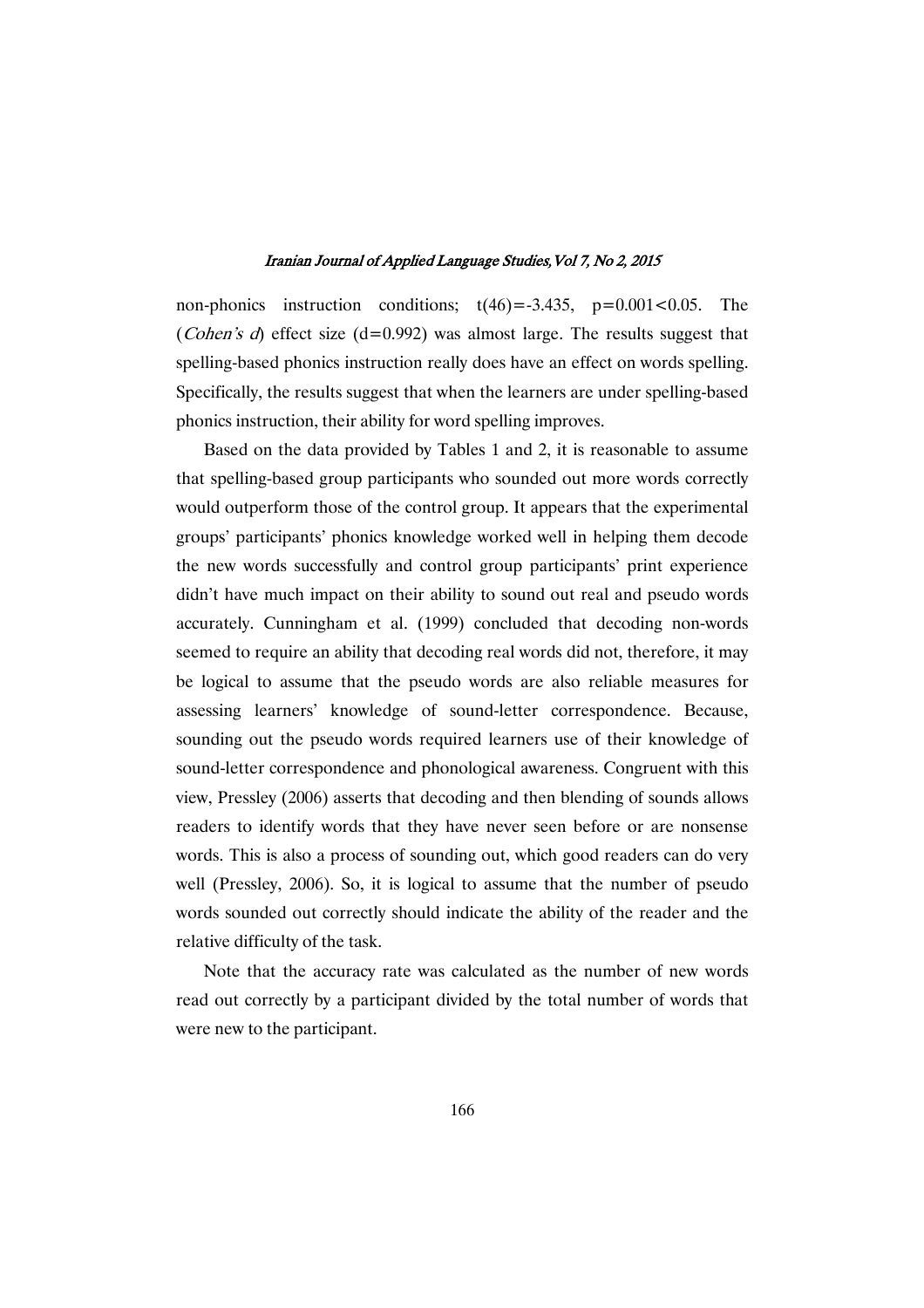non-phonics instruction conditions; $t(46)=-3.435$, $p=0.001<0.05$. The (*Cohen's d*) effect size ($d=0.992$) was almost large. The results suggest that spelling-based phonics instruction really does have an effect on words spelling. Specifically, the results suggest that when the learners are under spelling-based phonics instruction, their ability for word spelling improves.

Based on the data provided by Tables 1 and 2, it is reasonable to assume that spelling-based group participants who sounded out more words correctly would outperform those of the control group. It appears that the experimental groups' participants' phonics knowledge worked well in helping them decode the new words successfully and control group participants' print experience didn't have much impact on their ability to sound out real and pseudo words accurately. Cunningham et al. (1999) concluded that decoding non-words seemed to require an ability that decoding real words did not, therefore, it may be logical to assume that the pseudo words are also reliable measures for assessing learners' knowledge of sound-letter correspondence. Because, sounding out the pseudo words required learners use of their knowledge of sound-letter correspondence and phonological awareness. Congruent with this view, Pressley (2006) asserts that decoding and then blending of sounds allows readers to identify words that they have never seen before or are nonsense words. This is also a process of sounding out, which good readers can do very well (Pressley, 2006). So, it is logical to assume that the number of pseudo words sounded out correctly should indicate the ability of the reader and the relative difficulty of the task.

Note that the accuracy rate was calculated as the number of new words read out correctly by a participant divided by the total number of words that were new to the participant.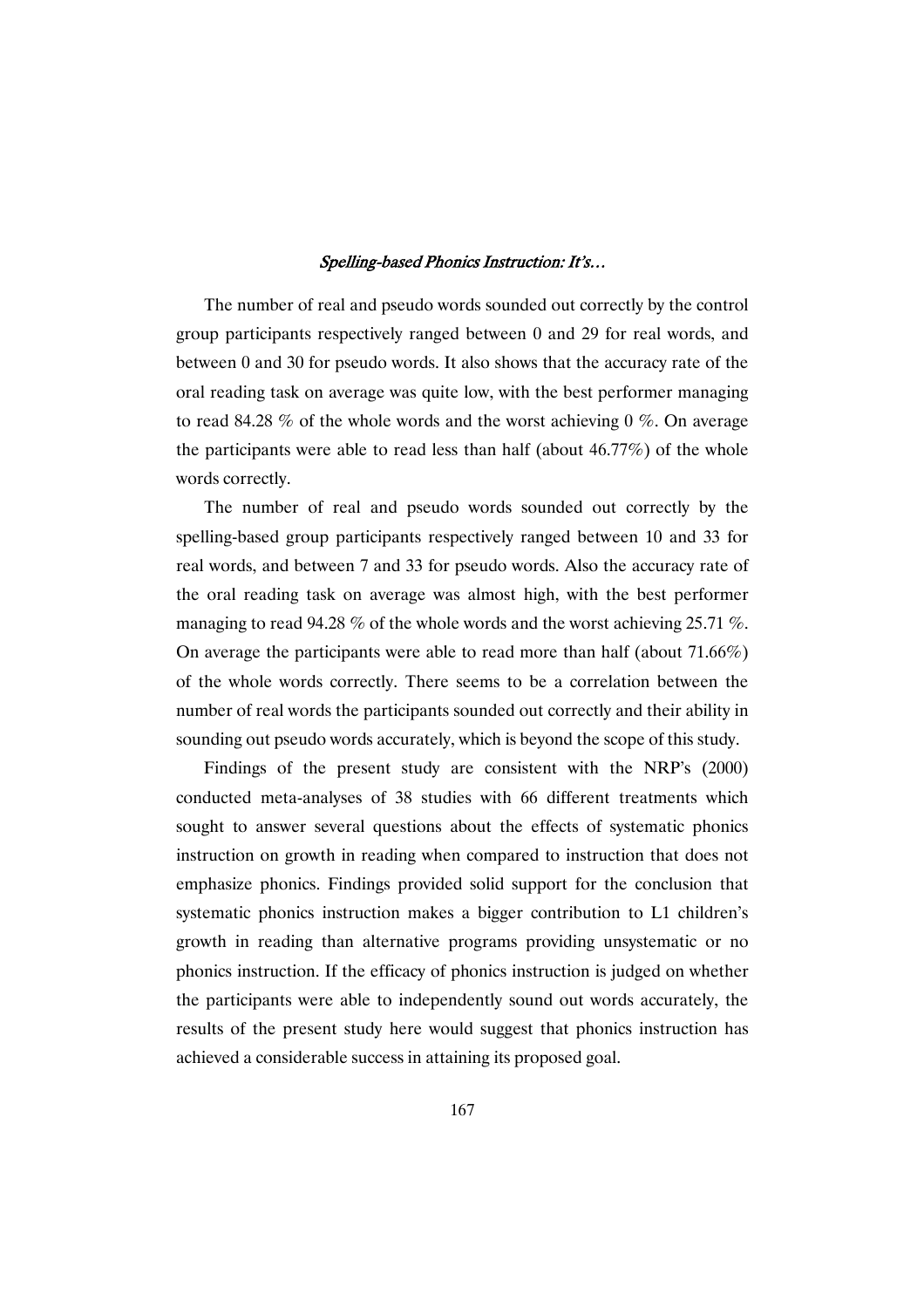The number of real and pseudo words sounded out correctly by the control group participants respectively ranged between 0 and 29 for real words, and between 0 and 30 for pseudo words. It also shows that the accuracy rate of the oral reading task on average was quite low, with the best performer managing to read 84.28 % of the whole words and the worst achieving 0 %. On average the participants were able to read less than half (about 46.77%) of the whole words correctly.

The number of real and pseudo words sounded out correctly by the spelling-based group participants respectively ranged between 10 and 33 for real words, and between 7 and 33 for pseudo words. Also the accuracy rate of the oral reading task on average was almost high, with the best performer managing to read 94.28 % of the whole words and the worst achieving 25.71 %. On average the participants were able to read more than half (about 71.66%) of the whole words correctly. There seems to be a correlation between the number of real words the participants sounded out correctly and their ability in sounding out pseudo words accurately, which is beyond the scope of this study.

Findings of the present study are consistent with the NRP's (2000) conducted meta-analyses of 38 studies with 66 different treatments which sought to answer several questions about the effects of systematic phonics instruction on growth in reading when compared to instruction that does not emphasize phonics. Findings provided solid support for the conclusion that systematic phonics instruction makes a bigger contribution to L1 children's growth in reading than alternative programs providing unsystematic or no phonics instruction. If the efficacy of phonics instruction is judged on whether the participants were able to independently sound out words accurately, the results of the present study here would suggest that phonics instruction has achieved a considerable success in attaining its proposed goal.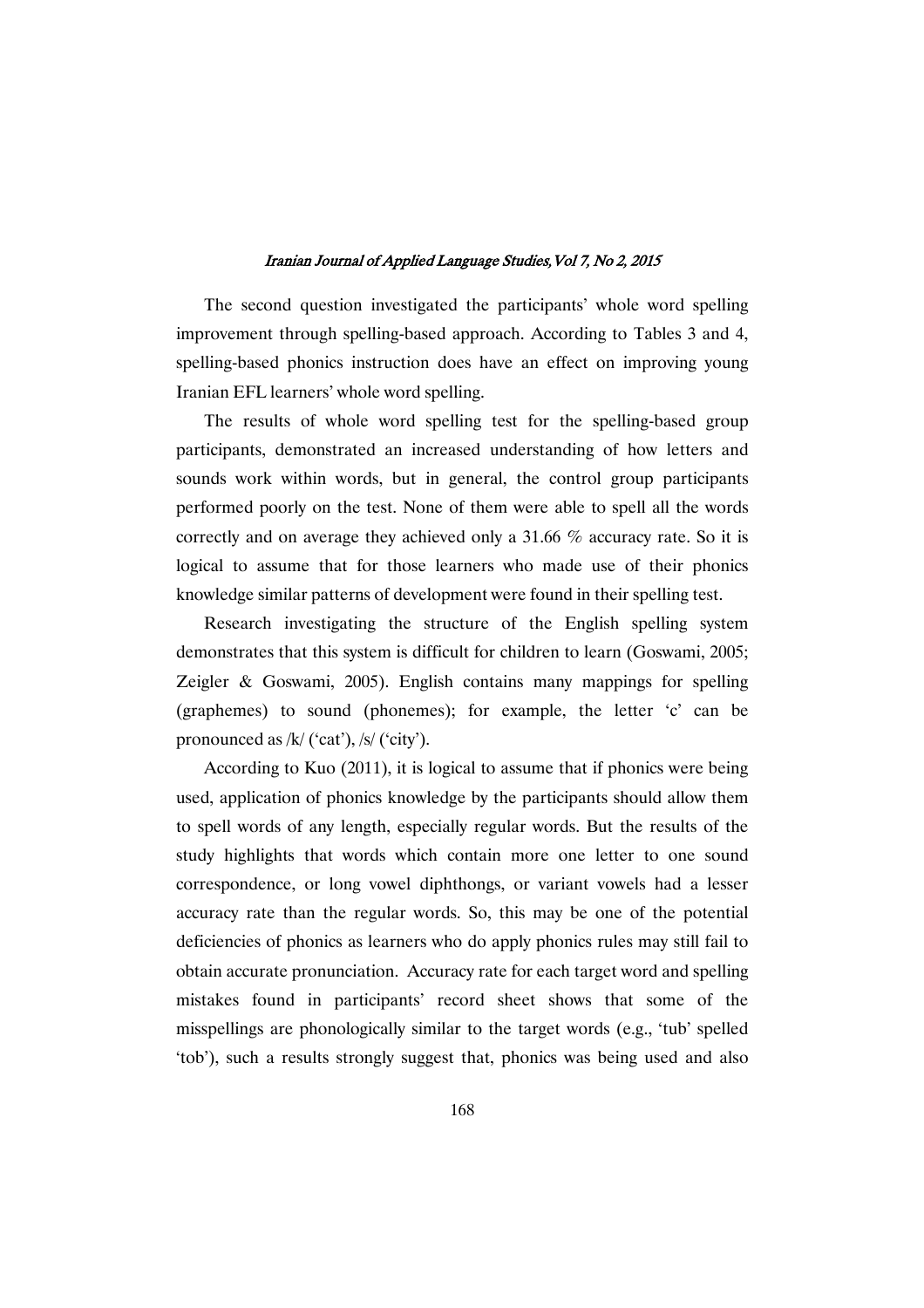The second question investigated the participants' whole word spelling improvement through spelling-based approach. According to Tables 3 and 4, spelling-based phonics instruction does have an effect on improving young Iranian EFL learners' whole word spelling.

The results of whole word spelling test for the spelling-based group participants, demonstrated an increased understanding of how letters and sounds work within words, but in general, the control group participants performed poorly on the test. None of them were able to spell all the words correctly and on average they achieved only a 31.66 % accuracy rate. So it is logical to assume that for those learners who made use of their phonics knowledge similar patterns of development were found in their spelling test.

Research investigating the structure of the English spelling system demonstrates that this system is difficult for children to learn (Goswami, 2005; Zeigler & Goswami, 2005). English contains many mappings for spelling (graphemes) to sound (phonemes); for example, the letter 'c' can be pronounced as /k/ ('cat'), /s/ ('city').

According to Kuo (2011), it is logical to assume that if phonics were being used, application of phonics knowledge by the participants should allow them to spell words of any length, especially regular words. But the results of the study highlights that words which contain more one letter to one sound correspondence, or long vowel diphthongs, or variant vowels had a lesser accuracy rate than the regular words. So, this may be one of the potential deficiencies of phonics as learners who do apply phonics rules may still fail to obtain accurate pronunciation. Accuracy rate for each target word and spelling mistakes found in participants' record sheet shows that some of the misspellings are phonologically similar to the target words (e.g., 'tub' spelled 'tob'), such a results strongly suggest that, phonics was being used and also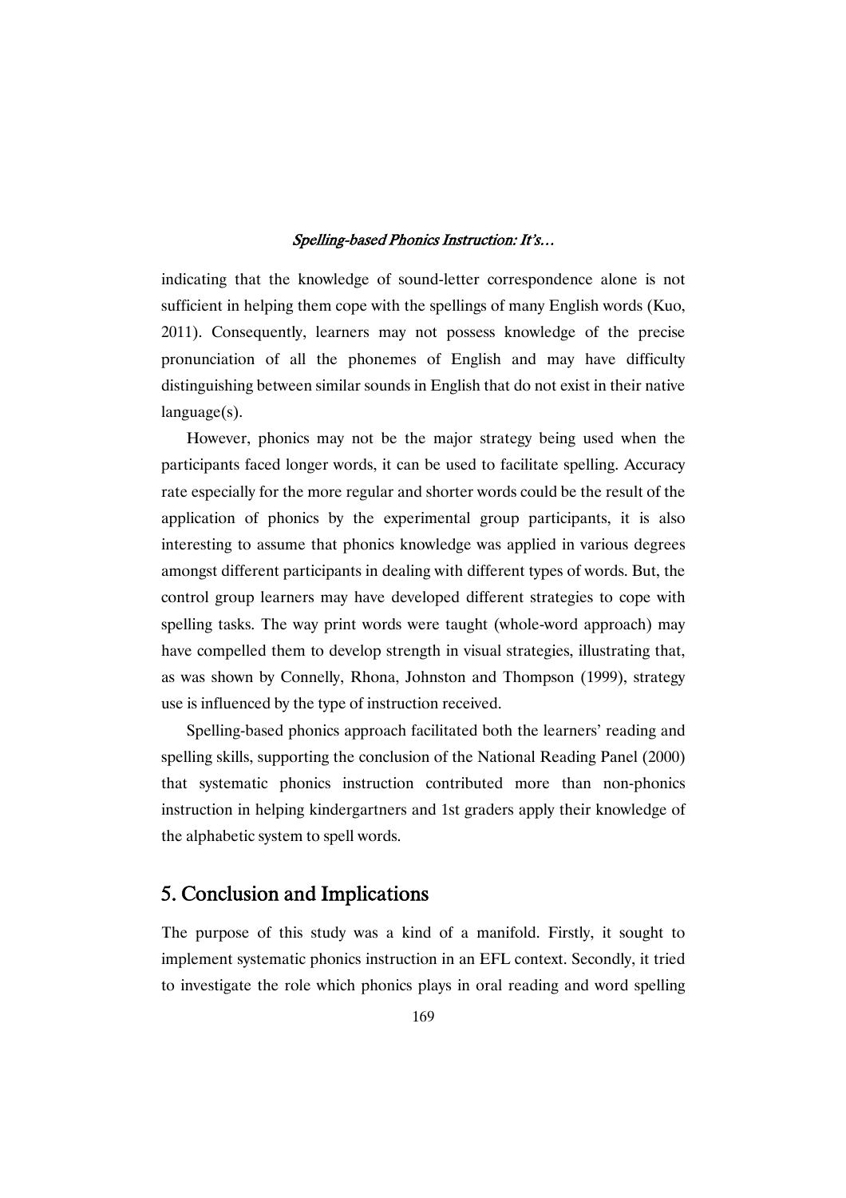indicating that the knowledge of sound-letter correspondence alone is not sufficient in helping them cope with the spellings of many English words (Kuo, 2011). Consequently, learners may not possess knowledge of the precise pronunciation of all the phonemes of English and may have difficulty distinguishing between similar sounds in English that do not exist in their native language(s).

However, phonics may not be the major strategy being used when the participants faced longer words, it can be used to facilitate spelling. Accuracy rate especially for the more regular and shorter words could be the result of the application of phonics by the experimental group participants, it is also interesting to assume that phonics knowledge was applied in various degrees amongst different participants in dealing with different types of words. But, the control group learners may have developed different strategies to cope with spelling tasks. The way print words were taught (whole-word approach) may have compelled them to develop strength in visual strategies, illustrating that, as was shown by Connelly, Rhona, Johnston and Thompson (1999), strategy use is influenced by the type of instruction received.

Spelling-based phonics approach facilitated both the learners' reading and spelling skills, supporting the conclusion of the National Reading Panel (2000) that systematic phonics instruction contributed more than non-phonics instruction in helping kindergartners and 1st graders apply their knowledge of the alphabetic system to spell words.

## 5. Conclusion and Implications

The purpose of this study was a kind of a manifold. Firstly, it sought to implement systematic phonics instruction in an EFL context. Secondly, it tried to investigate the role which phonics plays in oral reading and word spelling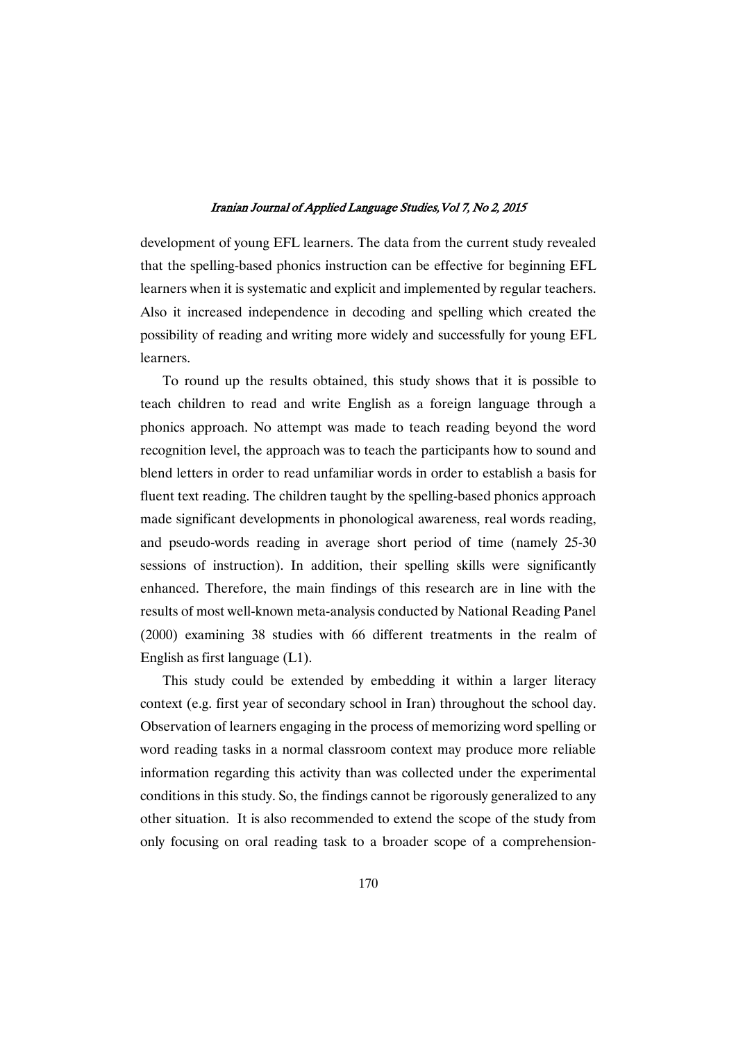development of young EFL learners. The data from the current study revealed that the spelling-based phonics instruction can be effective for beginning EFL learners when it is systematic and explicit and implemented by regular teachers. Also it increased independence in decoding and spelling which created the possibility of reading and writing more widely and successfully for young EFL learners.

To round up the results obtained, this study shows that it is possible to teach children to read and write English as a foreign language through a phonics approach. No attempt was made to teach reading beyond the word recognition level, the approach was to teach the participants how to sound and blend letters in order to read unfamiliar words in order to establish a basis for fluent text reading. The children taught by the spelling-based phonics approach made significant developments in phonological awareness, real words reading, and pseudo-words reading in average short period of time (namely 25-30 sessions of instruction). In addition, their spelling skills were significantly enhanced. Therefore, the main findings of this research are in line with the results of most well-known meta-analysis conducted by National Reading Panel (2000) examining 38 studies with 66 different treatments in the realm of English as first language (L1).

This study could be extended by embedding it within a larger literacy context (e.g. first year of secondary school in Iran) throughout the school day. Observation of learners engaging in the process of memorizing word spelling or word reading tasks in a normal classroom context may produce more reliable information regarding this activity than was collected under the experimental conditions in this study. So, the findings cannot be rigorously generalized to any other situation. It is also recommended to extend the scope of the study from only focusing on oral reading task to a broader scope of a comprehension-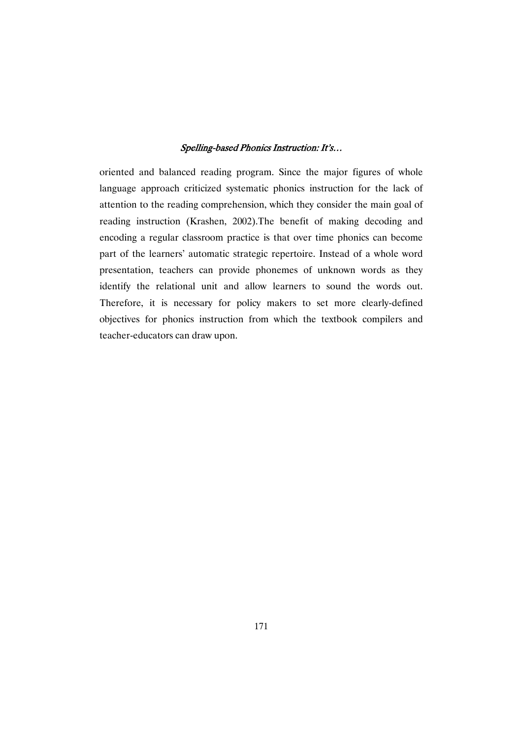oriented and balanced reading program. Since the major figures of whole language approach criticized systematic phonics instruction for the lack of attention to the reading comprehension, which they consider the main goal of reading instruction (Krashen, 2002).The benefit of making decoding and encoding a regular classroom practice is that over time phonics can become part of the learners' automatic strategic repertoire. Instead of a whole word presentation, teachers can provide phonemes of unknown words as they identify the relational unit and allow learners to sound the words out. Therefore, it is necessary for policy makers to set more clearly-defined objectives for phonics instruction from which the textbook compilers and teacher-educators can draw upon.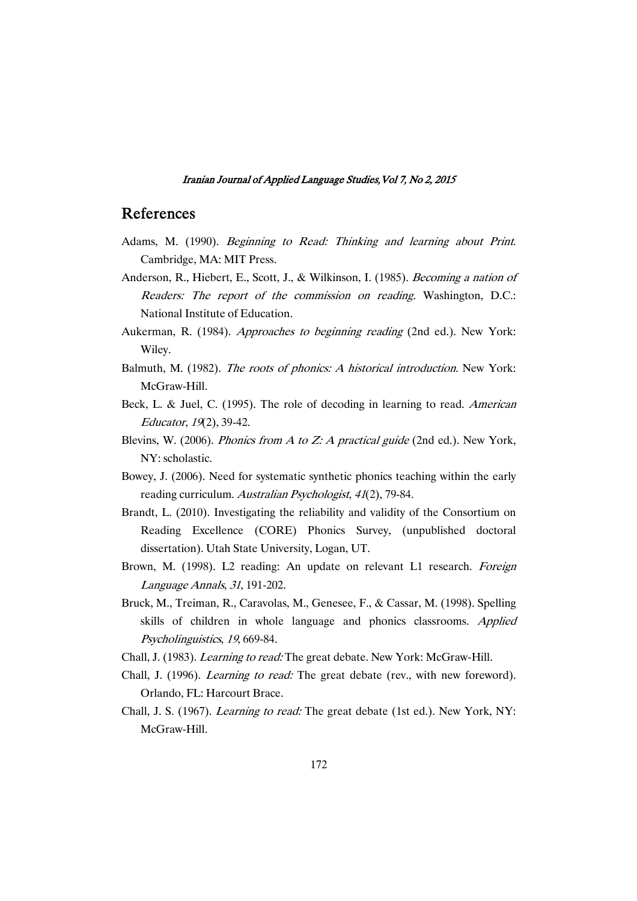## References

Adams, M. (1990). *Beginning to Read: Thinking and learning about Print*. Cambridge, MA: MIT Press.

Anderson, R., Hiebert, E., Scott, J., & Wilkinson, I. (1985). *Becoming a nation of Readers: The report of the commission on reading*. Washington, D.C.: National Institute of Education.

Aukerman, R. (1984). *Approaches to beginning reading* (2nd ed.). New York: Wiley.

Balmuth, M. (1982). *The roots of phonics: A historical introduction*. New York: McGraw-Hill.

Beck, L. & Juel, C. (1995). The role of decoding in learning to read. *American Educator*, *19*(2), 39-42.

Blevins, W. (2006). *Phonics from A to Z: A practical guide* (2nd ed.). New York, NY: scholastic.

Bowey, J. (2006). Need for systematic synthetic phonics teaching within the early reading curriculum. *Australian Psychologist*, *41*(2), 79-84.

Brandt, L. (2010). Investigating the reliability and validity of the Consortium on Reading Excellence (CORE) Phonics Survey, (unpublished doctoral dissertation). Utah State University, Logan, UT.

Brown, M. (1998). L2 reading: An update on relevant L1 research. *Foreign Language Annals*, *31*, 191-202.

Bruck, M., Treiman, R., Caravolas, M., Genesee, F., & Cassar, M. (1998). Spelling skills of children in whole language and phonics classrooms. *Applied Psycholinguistics*, *19*, 669-84.

Chall, J. (1983). *Learning to read:* The great debate. New York: McGraw-Hill.

Chall, J. (1996). *Learning to read:* The great debate (rev., with new foreword). Orlando, FL: Harcourt Brace.

Chall, J. S. (1967). *Learning to read:* The great debate (1st ed.). New York, NY: McGraw-Hill.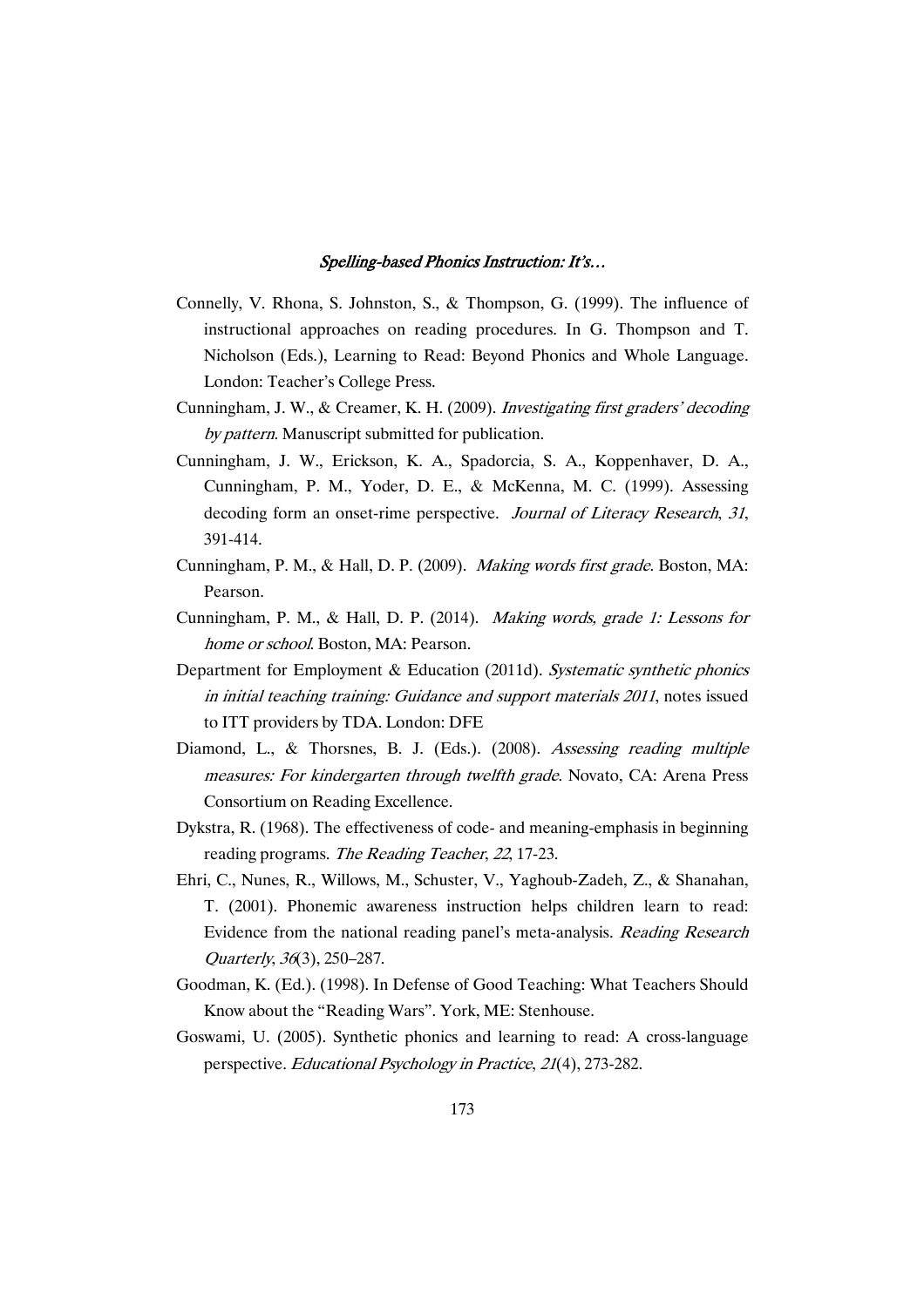Connelly, V. Rhona, S. Johnston, S., & Thompson, G. (1999). The influence of instructional approaches on reading procedures. In G. Thompson and T. Nicholson (Eds.), Learning to Read: Beyond Phonics and Whole Language. London: Teacher's College Press.

Cunningham, J. W., & Creamer, K. H. (2009). *Investigating first graders' decoding by pattern*. Manuscript submitted for publication.

Cunningham, J. W., Erickson, K. A., Spadorcia, S. A., Koppenhaver, D. A., Cunningham, P. M., Yoder, D. E., & McKenna, M. C. (1999). Assessing decoding form an onset-rime perspective. *Journal of Literacy Research*, *31*, 391-414.

Cunningham, P. M., & Hall, D. P. (2009). *Making words first grade*. Boston, MA: Pearson.

Cunningham, P. M., & Hall, D. P. (2014). *Making words, grade 1: Lessons for home or school*. Boston, MA: Pearson.

Department for Employment & Education (2011d). *Systematic synthetic phonics in initial teaching training: Guidance and support materials 2011*, notes issued to ITT providers by TDA. London: DFE

Diamond, L., & Thorsnes, B. J. (Eds.). (2008). *Assessing reading multiple measures: For kindergarten through twelfth grade*. Novato, CA: Arena Press Consortium on Reading Excellence.

Dykstra, R. (1968). The effectiveness of code- and meaning-emphasis in beginning reading programs. *The Reading Teacher*, *22*, 17-23.

Ehri, C., Nunes, R., Willows, M., Schuster, V., Yaghoub-Zadeh, Z., & Shanahan, T. (2001). Phonemic awareness instruction helps children learn to read: Evidence from the national reading panel's meta-analysis. *Reading Research Quarterly*, *36*(3), 250–287.

Goodman, K. (Ed.). (1998). In Defense of Good Teaching: What Teachers Should Know about the "Reading Wars". York, ME: Stenhouse.

Goswami, U. (2005). Synthetic phonics and learning to read: A cross-language perspective. *Educational Psychology in Practice*, *21*(4), 273-282.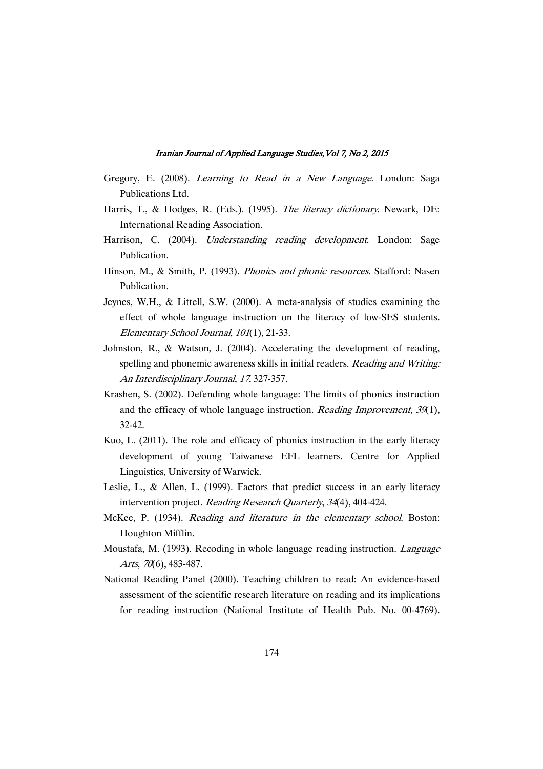Gregory, E. (2008). *Learning to Read in a New Language*. London: Saga Publications Ltd.

Harris, T., & Hodges, R. (Eds.). (1995). *The literacy dictionary*. Newark, DE: International Reading Association.

Harrison, C. (2004). *Understanding reading development*. London: Sage Publication.

Hinson, M., & Smith, P. (1993). *Phonics and phonic resources*. Stafford: Nasen Publication.

Jeynes, W.H., & Littell, S.W. (2000). A meta-analysis of studies examining the effect of whole language instruction on the literacy of low-SES students. *Elementary School Journal*, *101*(1), 21-33.

Johnston, R., & Watson, J. (2004). Accelerating the development of reading, spelling and phonemic awareness skills in initial readers. *Reading and Writing: An Interdisciplinary Journal*, *17*, 327-357.

Krashen, S. (2002). Defending whole language: The limits of phonics instruction and the efficacy of whole language instruction. *Reading Improvement*, *39*(1), 32-42.

Kuo, L. (2011). The role and efficacy of phonics instruction in the early literacy development of young Taiwanese EFL learners. Centre for Applied Linguistics, University of Warwick.

Leslie, L., & Allen, L. (1999). Factors that predict success in an early literacy intervention project. *Reading Research Quarterly*, *34*(4), 404-424.

McKee, P. (1934). *Reading and literature in the elementary school*. Boston: Houghton Mifflin.

Moustafa, M. (1993). Recoding in whole language reading instruction. *Language Arts*, *70*(6), 483-487.

National Reading Panel (2000). Teaching children to read: An evidence-based assessment of the scientific research literature on reading and its implications for reading instruction (National Institute of Health Pub. No. 00-4769).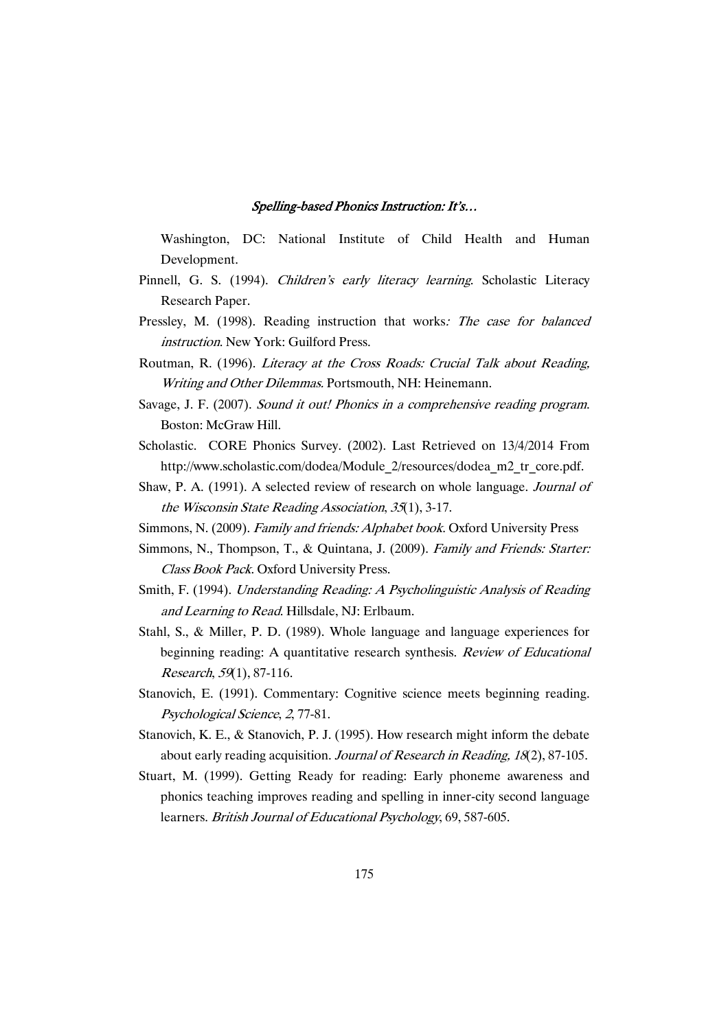Washington, DC: National Institute of Child Health and Human Development.

Pinnell, G. S. (1994). *Children's early literacy learning*. Scholastic Literacy Research Paper.

Pressley, M. (1998). Reading instruction that works*: The case for balanced instruction*. New York: Guilford Press.

Routman, R. (1996). *Literacy at the Cross Roads: Crucial Talk about Reading, Writing and Other Dilemmas*. Portsmouth, NH: Heinemann.

Savage, J. F. (2007). *Sound it out! Phonics in a comprehensive reading program*. Boston: McGraw Hill.

Scholastic. CORE Phonics Survey. (2002). Last Retrieved on 13/4/2014 From http://www.scholastic.com/dodea/Module_2/resources/dodea_m2_tr_core.pdf.

Shaw, P. A. (1991). A selected review of research on whole language. *Journal of the Wisconsin State Reading Association*, *35*(1), 3-17.

Simmons, N. (2009). *Family and friends: Alphabet book*. Oxford University Press

Simmons, N., Thompson, T., & Quintana, J. (2009). *Family and Friends: Starter: Class Book Pack*. Oxford University Press.

Smith, F. (1994). *Understanding Reading: A Psycholinguistic Analysis of Reading and Learning to Read*. Hillsdale, NJ: Erlbaum.

Stahl, S., & Miller, P. D. (1989). Whole language and language experiences for beginning reading: A quantitative research synthesis. *Review of Educational Research*, *59*(1), 87-116.

Stanovich, E. (1991). Commentary: Cognitive science meets beginning reading. *Psychological Science*, *2*, 77-81.

Stanovich, K. E., & Stanovich, P. J. (1995). How research might inform the debate about early reading acquisition. *Journal of Research in Reading, 18*(2), 87-105.

Stuart, M. (1999). Getting Ready for reading: Early phoneme awareness and phonics teaching improves reading and spelling in inner-city second language learners. *British Journal of Educational Psychology*, 69, 587-605.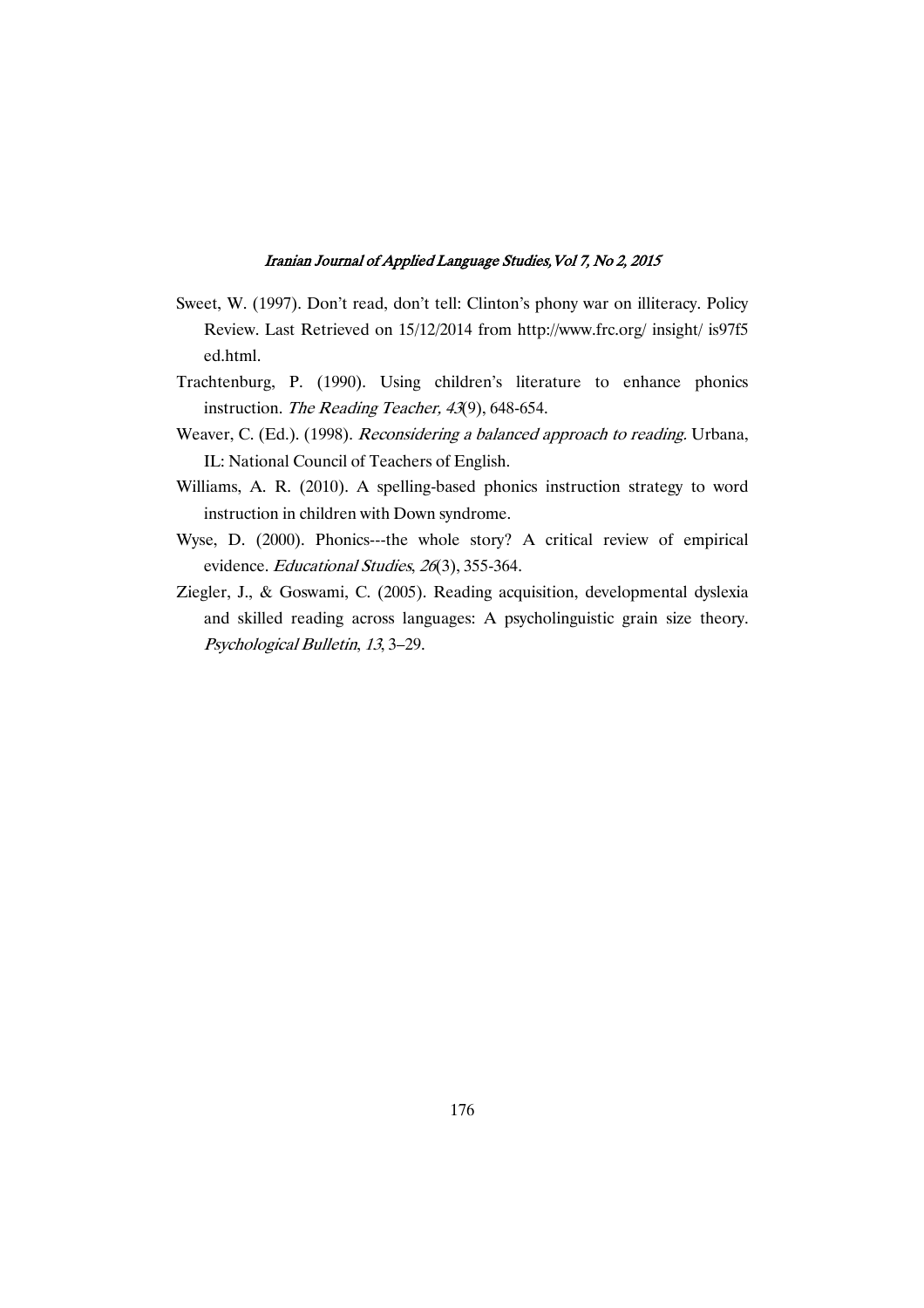Sweet, W. (1997). Don't read, don't tell: Clinton's phony war on illiteracy. Policy Review. Last Retrieved on 15/12/2014 from http://www.frc.org/ insight/ is97f5 ed.html.

Trachtenburg, P. (1990). Using children's literature to enhance phonics instruction. *The Reading Teacher, 43*(9), 648-654.

Weaver, C. (Ed.). (1998). *Reconsidering a balanced approach to reading*. Urbana, IL: National Council of Teachers of English.

Williams, A. R. (2010). A spelling-based phonics instruction strategy to word instruction in children with Down syndrome.

Wyse, D. (2000). Phonics---the whole story? A critical review of empirical evidence. *Educational Studies*, *26*(3), 355-364.

Ziegler, J., & Goswami, C. (2005). Reading acquisition, developmental dyslexia and skilled reading across languages: A psycholinguistic grain size theory. *Psychological Bulletin*, *13*, 3–29.